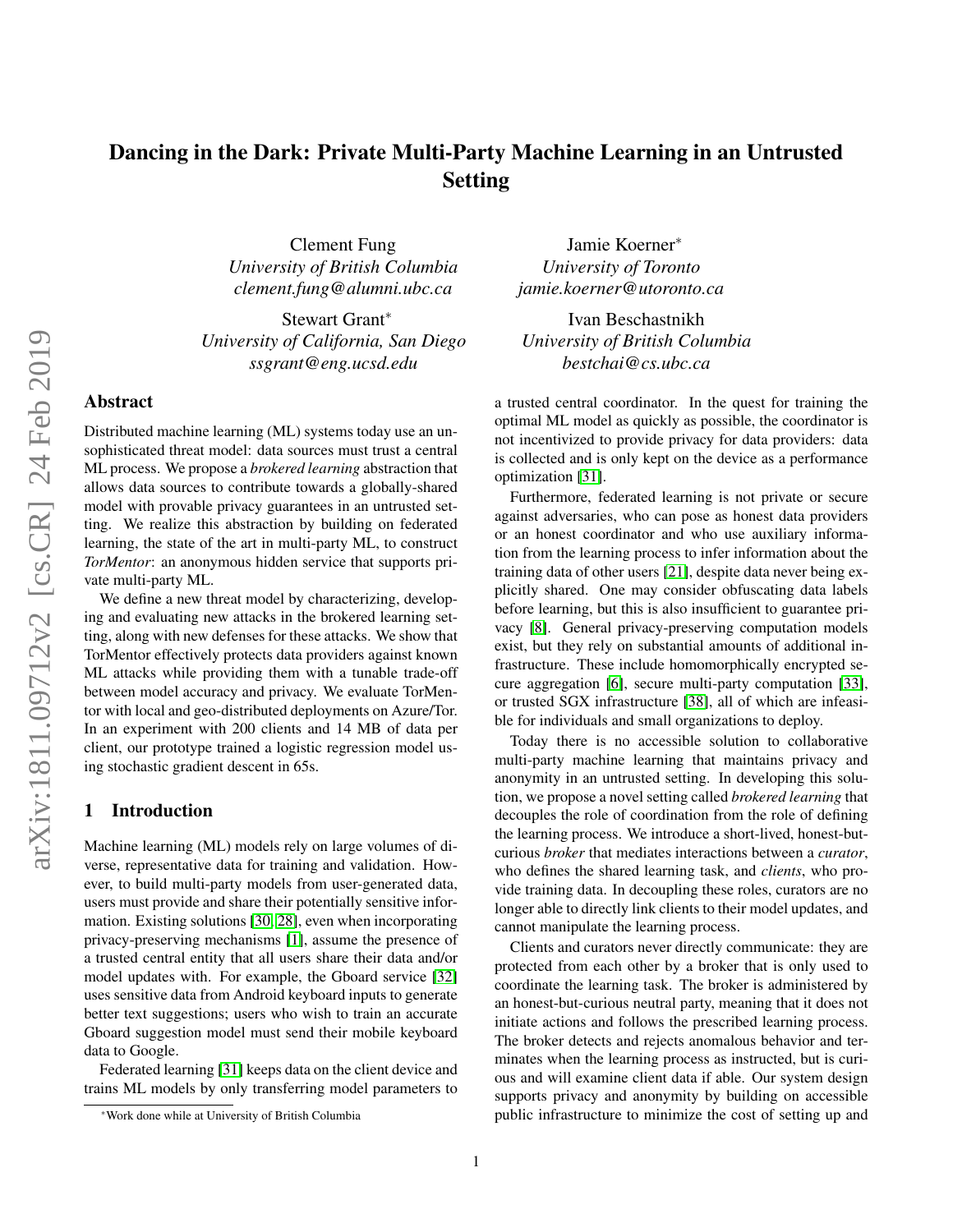# Dancing in the Dark: Private Multi-Party Machine Learning in an Untrusted Setting

Clement Fung
*University of British Columbia*
*clement.fung@alumni.ubc.ca*

Jamie Koerner*
*University of Toronto*
*jamie.koerner@utoronto.ca*

Stewart Grant*
*University of California, San Diego*
*ssgrant@eng.ucsd.edu*

Ivan Beschastnikh
*University of British Columbia*
*bestchai@cs.ubc.ca*

## Abstract

Distributed machine learning (ML) systems today use an unsophisticated threat model: data sources must trust a central ML process. We propose a *brokered learning* abstraction that allows data sources to contribute towards a globally-shared model with provable privacy guarantees in an untrusted setting. We realize this abstraction by building on federated learning, the state of the art in multi-party ML, to construct *TorMentor*: an anonymous hidden service that supports private multi-party ML.

We define a new threat model by characterizing, developing and evaluating new attacks in the brokered learning setting, along with new defenses for these attacks. We show that TorMentor effectively protects data providers against known ML attacks while providing them with a tunable trade-off between model accuracy and privacy. We evaluate TorMentor with local and geo-distributed deployments on Azure/Tor. In an experiment with 200 clients and 14 MB of data per client, our prototype trained a logistic regression model using stochastic gradient descent in 65s.

## 1 Introduction

Machine learning (ML) models rely on large volumes of diverse, representative data for training and validation. However, to build multi-party models from user-generated data, users must provide and share their potentially sensitive information. Existing solutions [30, 28], even when incorporating privacy-preserving mechanisms [1], assume the presence of a trusted central entity that all users share their data and/or model updates with. For example, the Gboard service [32] uses sensitive data from Android keyboard inputs to generate better text suggestions; users who wish to train an accurate Gboard suggestion model must send their mobile keyboard data to Google.

Federated learning [31] keeps data on the client device and trains ML models by only transferring model parameters to a trusted central coordinator. In the quest for training the optimal ML model as quickly as possible, the coordinator is not incentivized to provide privacy for data providers: data is collected and is only kept on the device as a performance optimization [31].

Furthermore, federated learning is not private or secure against adversaries, who can pose as honest data providers or an honest coordinator and who use auxiliary information from the learning process to infer information about the training data of other users [21], despite data never being explicitly shared. One may consider obfuscating data labels before learning, but this is also insufficient to guarantee privacy [8]. General privacy-preserving computation models exist, but they rely on substantial amounts of additional infrastructure. These include homomorphically encrypted secure aggregation [6], secure multi-party computation [33], or trusted SGX infrastructure [38], all of which are infeasible for individuals and small organizations to deploy.

Today there is no accessible solution to collaborative multi-party machine learning that maintains privacy and anonymity in an untrusted setting. In developing this solution, we propose a novel setting called *brokered learning* that decouples the role of coordination from the role of defining the learning process. We introduce a short-lived, honest-but-curious *broker* that mediates interactions between a *curator*, who defines the shared learning task, and *clients*, who provide training data. In decoupling these roles, curators are no longer able to directly link clients to their model updates, and cannot manipulate the learning process.

Clients and curators never directly communicate: they are protected from each other by a broker that is only used to coordinate the learning task. The broker is administered by an honest-but-curious neutral party, meaning that it does not initiate actions and follows the prescribed learning process. The broker detects and rejects anomalous behavior and terminates when the learning process as instructed, but is curious and will examine client data if able. Our system design supports privacy and anonymity by building on accessible public infrastructure to minimize the cost of setting up and

*Work done while at University of British Columbia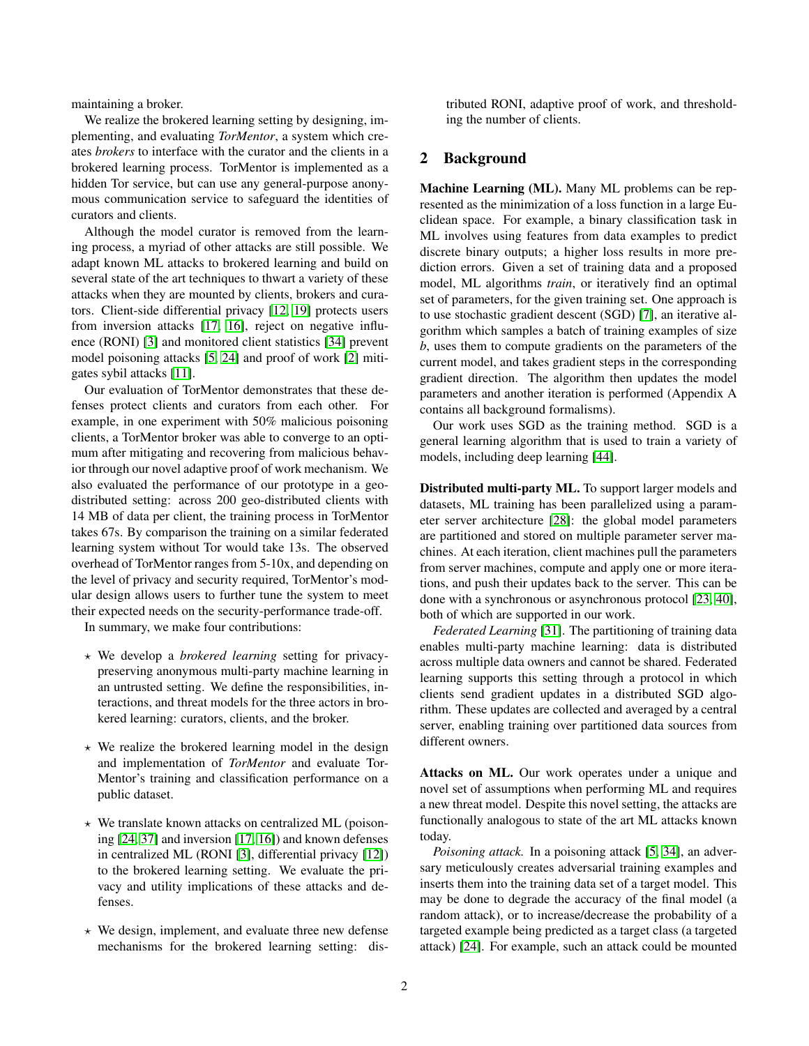maintaining a broker.

We realize the brokered learning setting by designing, implementing, and evaluating *TorMentor*, a system which creates *brokers* to interface with the curator and the clients in a brokered learning process. TorMentor is implemented as a hidden Tor service, but can use any general-purpose anonymous communication service to safeguard the identities of curators and clients.

Although the model curator is removed from the learning process, a myriad of other attacks are still possible. We adapt known ML attacks to brokered learning and build on several state of the art techniques to thwart a variety of these attacks when they are mounted by clients, brokers and curators. Client-side differential privacy [12, 19] protects users from inversion attacks [17, 16], reject on negative influence (RONI) [3] and monitored client statistics [34] prevent model poisoning attacks [5, 24] and proof of work [2] mitigates sybil attacks [11].

Our evaluation of TorMentor demonstrates that these defenses protect clients and curators from each other. For example, in one experiment with 50% malicious poisoning clients, a TorMentor broker was able to converge to an optimum after mitigating and recovering from malicious behavior through our novel adaptive proof of work mechanism. We also evaluated the performance of our prototype in a geo-distributed setting: across 200 geo-distributed clients with 14 MB of data per client, the training process in TorMentor takes 67s. By comparison the training on a similar federated learning system without Tor would take 13s. The observed overhead of TorMentor ranges from 5-10x, and depending on the level of privacy and security required, TorMentor's modular design allows users to further tune the system to meet their expected needs on the security-performance trade-off.

In summary, we make four contributions:

- ⋆ We develop a *brokered learning* setting for privacy-preserving anonymous multi-party machine learning in an untrusted setting. We define the responsibilities, interactions, and threat models for the three actors in brokered learning: curators, clients, and the broker.
- ⋆ We realize the brokered learning model in the design and implementation of *TorMentor* and evaluate TorMentor's training and classification performance on a public dataset.
- ⋆ We translate known attacks on centralized ML (poisoning [24, 37] and inversion [17, 16]) and known defenses in centralized ML (RONI [3], differential privacy [12]) to the brokered learning setting. We evaluate the privacy and utility implications of these attacks and defenses.
- ⋆ We design, implement, and evaluate three new defense mechanisms for the brokered learning setting: distributed RONI, adaptive proof of work, and thresholding the number of clients.

## 2 Background

**Machine Learning (ML).** Many ML problems can be represented as the minimization of a loss function in a large Euclidean space. For example, a binary classification task in ML involves using features from data examples to predict discrete binary outputs; a higher loss results in more prediction errors. Given a set of training data and a proposed model, ML algorithms *train*, or iteratively find an optimal set of parameters, for the given training set. One approach is to use stochastic gradient descent (SGD) [7], an iterative algorithm which samples a batch of training examples of size $b$, uses them to compute gradients on the parameters of the current model, and takes gradient steps in the corresponding gradient direction. The algorithm then updates the model parameters and another iteration is performed (Appendix A contains all background formalisms).

Our work uses SGD as the training method. SGD is a general learning algorithm that is used to train a variety of models, including deep learning [44].

**Distributed multi-party ML.** To support larger models and datasets, ML training has been parallelized using a parameter server architecture [28]: the global model parameters are partitioned and stored on multiple parameter server machines. At each iteration, client machines pull the parameters from server machines, compute and apply one or more iterations, and push their updates back to the server. This can be done with a synchronous or asynchronous protocol [23, 40], both of which are supported in our work.

*Federated Learning* [31]. The partitioning of training data enables multi-party machine learning: data is distributed across multiple data owners and cannot be shared. Federated learning supports this setting through a protocol in which clients send gradient updates in a distributed SGD algorithm. These updates are collected and averaged by a central server, enabling training over partitioned data sources from different owners.

**Attacks on ML.** Our work operates under a unique and novel set of assumptions when performing ML and requires a new threat model. Despite this novel setting, the attacks are functionally analogous to state of the art ML attacks known today.

*Poisoning attack.* In a poisoning attack [5, 34], an adversary meticulously creates adversarial training examples and inserts them into the training data set of a target model. This may be done to degrade the accuracy of the final model (a random attack), or to increase/decrease the probability of a targeted example being predicted as a target class (a targeted attack) [24]. For example, such an attack could be mounted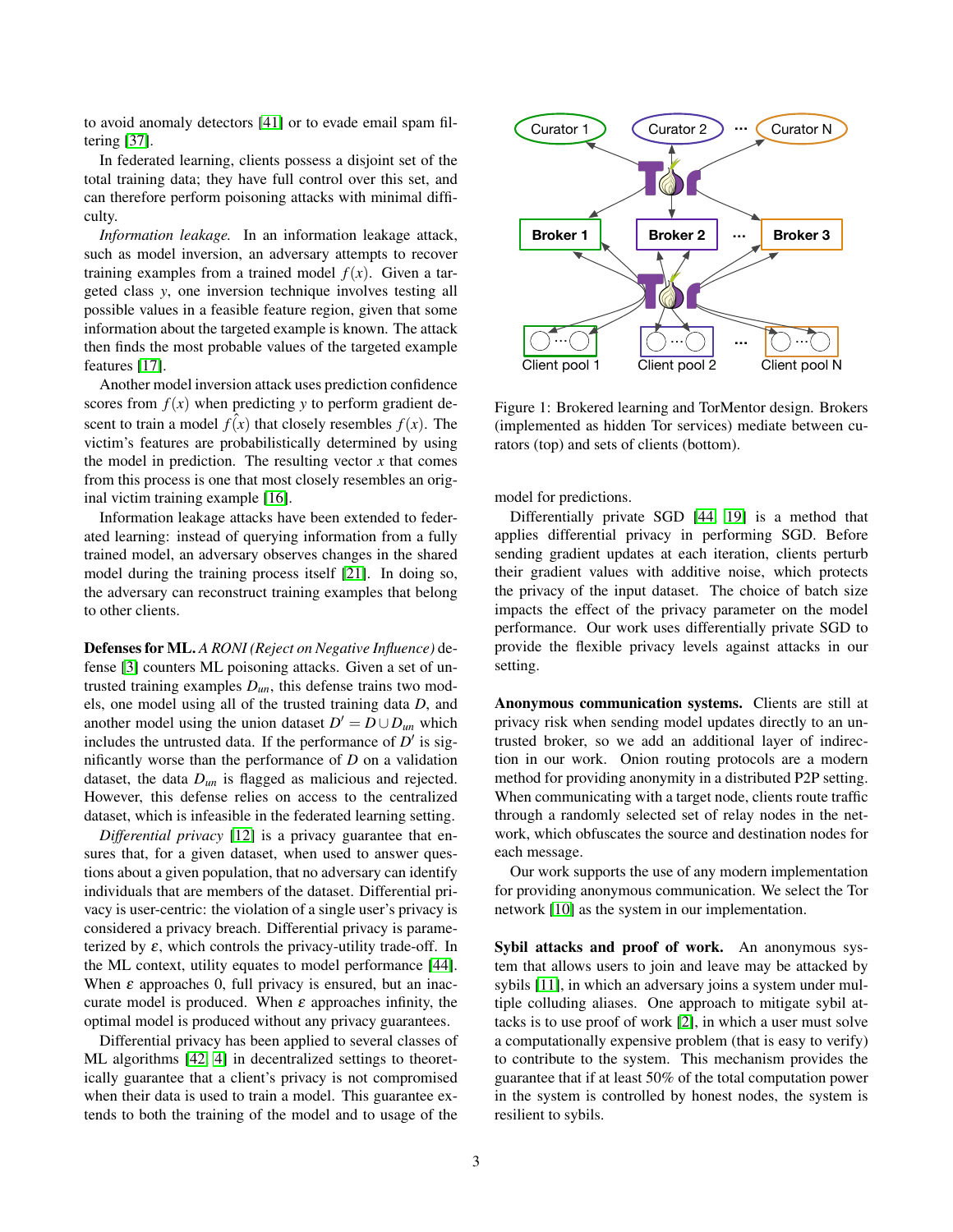to avoid anomaly detectors [41] or to evade email spam filtering [37].

In federated learning, clients possess a disjoint set of the total training data; they have full control over this set, and can therefore perform poisoning attacks with minimal difficulty.

*Information leakage.* In an information leakage attack, such as model inversion, an adversary attempts to recover training examples from a trained model $f(x)$. Given a targeted class $y$, one inversion technique involves testing all possible values in a feasible feature region, given that some information about the targeted example is known. The attack then finds the most probable values of the targeted example features [17].

Another model inversion attack uses prediction confidence scores from $f(x)$ when predicting $y$ to perform gradient descent to train a model $\hat{f(x)}$ that closely resembles $f(x)$. The victim's features are probabilistically determined by using the model in prediction. The resulting vector $x$ that comes from this process is one that most closely resembles an original victim training example [16].

Information leakage attacks have been extended to federated learning: instead of querying information from a fully trained model, an adversary observes changes in the shared model during the training process itself [21]. In doing so, the adversary can reconstruct training examples that belong to other clients.

**Defenses for ML.** *A RONI (Reject on Negative Influence)* defense [3] counters ML poisoning attacks. Given a set of untrusted training examples $D_{un}$, this defense trains two models, one model using all of the trusted training data $D$, and another model using the union dataset $D' = D \cup D_{un}$ which includes the untrusted data. If the performance of $D'$ is significantly worse than the performance of $D$ on a validation dataset, the data $D_{un}$ is flagged as malicious and rejected. However, this defense relies on access to the centralized dataset, which is infeasible in the federated learning setting.

*Differential privacy* [12] is a privacy guarantee that ensures that, for a given dataset, when used to answer questions about a given population, that no adversary can identify individuals that are members of the dataset. Differential privacy is user-centric: the violation of a single user's privacy is considered a privacy breach. Differential privacy is parameterized by $\varepsilon$, which controls the privacy-utility trade-off. In the ML context, utility equates to model performance [44]. When $\varepsilon$ approaches 0, full privacy is ensured, but an inaccurate model is produced. When $\varepsilon$ approaches infinity, the optimal model is produced without any privacy guarantees.

Differential privacy has been applied to several classes of ML algorithms [42, 4] in decentralized settings to theoretically guarantee that a client's privacy is not compromised when their data is used to train a model. This guarantee extends to both the training of the model and to usage of the model for predictions.

Figure 1: Brokered learning and TorMentor design. Brokers (implemented as hidden Tor services) mediate between curators (top) and sets of clients (bottom).

Differentially private SGD [44, 19] is a method that applies differential privacy in performing SGD. Before sending gradient updates at each iteration, clients perturb their gradient values with additive noise, which protects the privacy of the input dataset. The choice of batch size impacts the effect of the privacy parameter on the model performance. Our work uses differentially private SGD to provide the flexible privacy levels against attacks in our setting.

**Anonymous communication systems.** Clients are still at privacy risk when sending model updates directly to an untrusted broker, so we add an additional layer of indirection in our work. Onion routing protocols are a modern method for providing anonymity in a distributed P2P setting. When communicating with a target node, clients route traffic through a randomly selected set of relay nodes in the network, which obfuscates the source and destination nodes for each message.

Our work supports the use of any modern implementation for providing anonymous communication. We select the Tor network [10] as the system in our implementation.

**Sybil attacks and proof of work.** An anonymous system that allows users to join and leave may be attacked by sybils [11], in which an adversary joins a system under multiple colluding aliases. One approach to mitigate sybil attacks is to use proof of work [2], in which a user must solve a computationally expensive problem (that is easy to verify) to contribute to the system. This mechanism provides the guarantee that if at least 50% of the total computation power in the system is controlled by honest nodes, the system is resilient to sybils.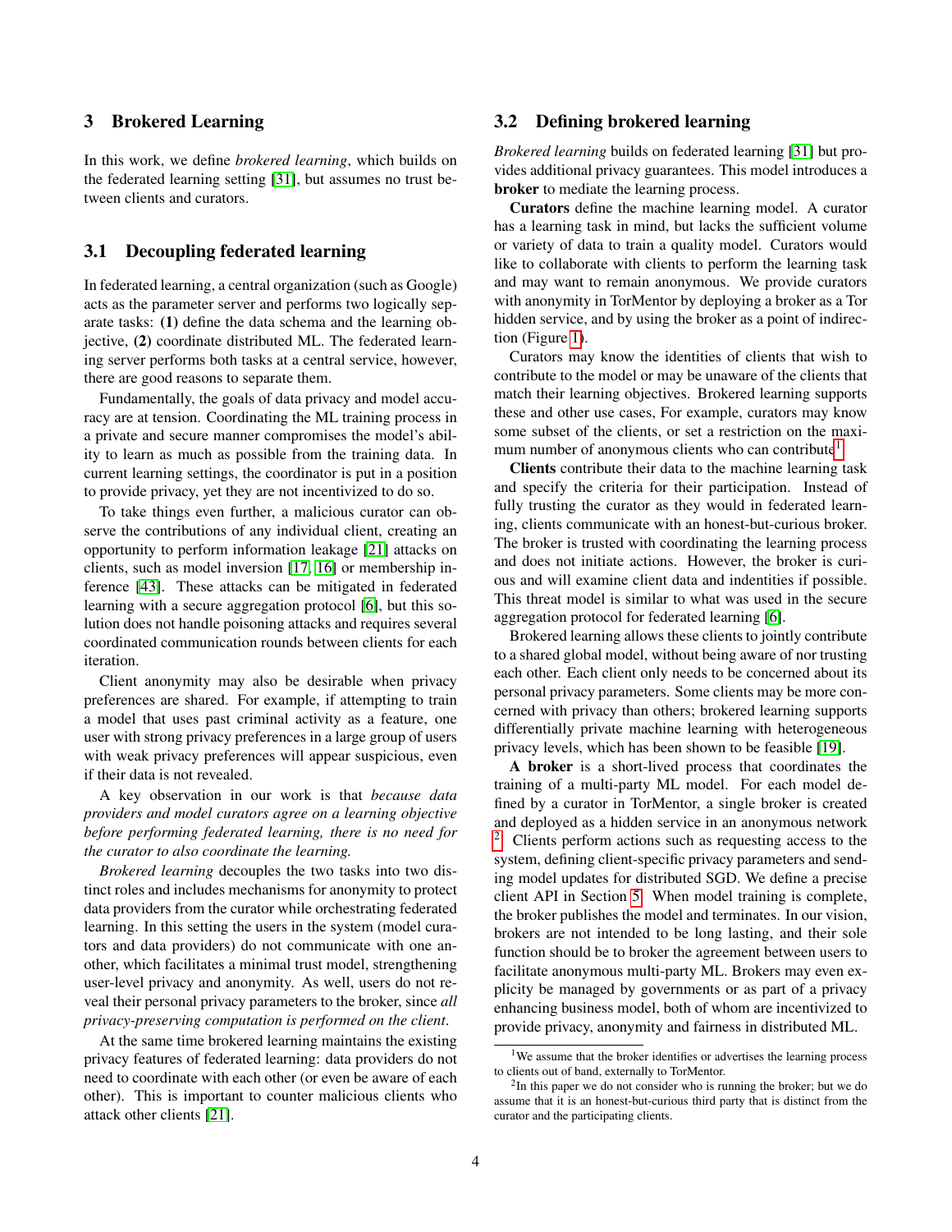## 3 Brokered Learning

In this work, we define *brokered learning*, which builds on the federated learning setting [31], but assumes no trust between clients and curators.

### 3.1 Decoupling federated learning

In federated learning, a central organization (such as Google) acts as the parameter server and performs two logically separate tasks: **(1)** define the data schema and the learning objective, **(2)** coordinate distributed ML. The federated learning server performs both tasks at a central service, however, there are good reasons to separate them.

Fundamentally, the goals of data privacy and model accuracy are at tension. Coordinating the ML training process in a private and secure manner compromises the model's ability to learn as much as possible from the training data. In current learning settings, the coordinator is put in a position to provide privacy, yet they are not incentivized to do so.

To take things even further, a malicious curator can observe the contributions of any individual client, creating an opportunity to perform information leakage [21] attacks on clients, such as model inversion [17, 16] or membership inference [43]. These attacks can be mitigated in federated learning with a secure aggregation protocol [6], but this solution does not handle poisoning attacks and requires several coordinated communication rounds between clients for each iteration.

Client anonymity may also be desirable when privacy preferences are shared. For example, if attempting to train a model that uses past criminal activity as a feature, one user with strong privacy preferences in a large group of users with weak privacy preferences will appear suspicious, even if their data is not revealed.

A key observation in our work is that *because data providers and model curators agree on a learning objective before performing federated learning, there is no need for the curator to also coordinate the learning.*

*Brokered learning* decouples the two tasks into two distinct roles and includes mechanisms for anonymity to protect data providers from the curator while orchestrating federated learning. In this setting the users in the system (model curators and data providers) do not communicate with one another, which facilitates a minimal trust model, strengthening user-level privacy and anonymity. As well, users do not reveal their personal privacy parameters to the broker, since *all privacy-preserving computation is performed on the client*.

At the same time brokered learning maintains the existing privacy features of federated learning: data providers do not need to coordinate with each other (or even be aware of each other). This is important to counter malicious clients who attack other clients [21].

### 3.2 Defining brokered learning

*Brokered learning* builds on federated learning [31] but provides additional privacy guarantees. This model introduces a **broker** to mediate the learning process.

**Curators** define the machine learning model. A curator has a learning task in mind, but lacks the sufficient volume or variety of data to train a quality model. Curators would like to collaborate with clients to perform the learning task and may want to remain anonymous. We provide curators with anonymity in TorMentor by deploying a broker as a Tor hidden service, and by using the broker as a point of indirection (Figure 1).

Curators may know the identities of clients that wish to contribute to the model or may be unaware of the clients that match their learning objectives. Brokered learning supports these and other use cases, For example, curators may know some subset of the clients, or set a restriction on the maximum number of anonymous clients who can contribute[1].

**Clients** contribute their data to the machine learning task and specify the criteria for their participation. Instead of fully trusting the curator as they would in federated learning, clients communicate with an honest-but-curious broker. The broker is trusted with coordinating the learning process and does not initiate actions. However, the broker is curious and will examine client data and indentities if possible. This threat model is similar to what was used in the secure aggregation protocol for federated learning [6].

Brokered learning allows these clients to jointly contribute to a shared global model, without being aware of nor trusting each other. Each client only needs to be concerned about its personal privacy parameters. Some clients may be more concerned with privacy than others; brokered learning supports differentially private machine learning with heterogeneous privacy levels, which has been shown to be feasible [19].

**A broker** is a short-lived process that coordinates the training of a multi-party ML model. For each model defined by a curator in TorMentor, a single broker is created and deployed as a hidden service in an anonymous network [2]. Clients perform actions such as requesting access to the system, defining client-specific privacy parameters and sending model updates for distributed SGD. We define a precise client API in Section 5. When model training is complete, the broker publishes the model and terminates. In our vision, brokers are not intended to be long lasting, and their sole function should be to broker the agreement between users to facilitate anonymous multi-party ML. Brokers may even explicity be managed by governments or as part of a privacy enhancing business model, both of whom are incentivized to provide privacy, anonymity and fairness in distributed ML.

---

[1] We assume that the broker identifies or advertises the learning process to clients out of band, externally to TorMentor.

[2] In this paper we do not consider who is running the broker; but we do assume that it is an honest-but-curious third party that is distinct from the curator and the participating clients.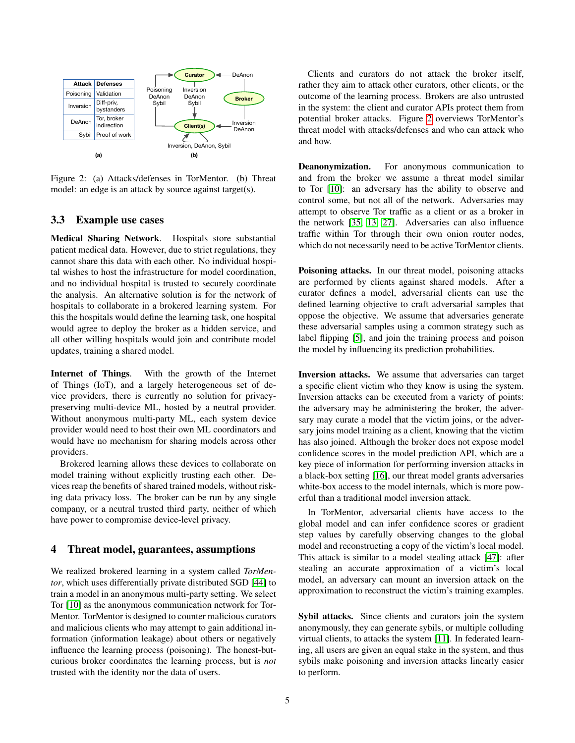| Attack | Defenses |
|---|---|
| Poisoning | Validation |
| Inversion | Diff-priv, bystanders |
| DeAnon | Tor, broker indirection |
| Sybil | Proof of work |

Figure 2: (a) Attacks/defenses in TorMentor. (b) Threat model: an edge is an attack by source against target(s).

## 3.3 Example use cases

**Medical Sharing Network**. Hospitals store substantial patient medical data. However, due to strict regulations, they cannot share this data with each other. No individual hospital wishes to host the infrastructure for model coordination, and no individual hospital is trusted to securely coordinate the analysis. An alternative solution is for the network of hospitals to collaborate in a brokered learning system. For this the hospitals would define the learning task, one hospital would agree to deploy the broker as a hidden service, and all other willing hospitals would join and contribute model updates, training a shared model.

**Internet of Things**. With the growth of the Internet of Things (IoT), and a largely heterogeneous set of device providers, there is currently no solution for privacy-preserving multi-device ML, hosted by a neutral provider. Without anonymous multi-party ML, each system device provider would need to host their own ML coordinators and would have no mechanism for sharing models across other providers.

Brokered learning allows these devices to collaborate on model training without explicitly trusting each other. Devices reap the benefits of shared trained models, without risking data privacy loss. The broker can be run by any single company, or a neutral trusted third party, neither of which have power to compromise device-level privacy.

# 4 Threat model, guarantees, assumptions

We realized brokered learning in a system called *TorMentor*, which uses differentially private distributed SGD [44] to train a model in an anonymous multi-party setting. We select Tor [10] as the anonymous communication network for TorMentor. TorMentor is designed to counter malicious curators and malicious clients who may attempt to gain additional information (information leakage) about others or negatively influence the learning process (poisoning). The honest-but-curious broker coordinates the learning process, but is *not* trusted with the identity nor the data of users.

Clients and curators do not attack the broker itself, rather they aim to attack other curators, other clients, or the outcome of the learning process. Brokers are also untrusted in the system: the client and curator APIs protect them from potential broker attacks. Figure 2 overviews TorMentor's threat model with attacks/defenses and who can attack who and how.

**Deanonymization.** For anonymous communication to and from the broker we assume a threat model similar to Tor [10]: an adversary has the ability to observe and control some, but not all of the network. Adversaries may attempt to observe Tor traffic as a client or as a broker in the network [35, 13, 27]. Adversaries can also influence traffic within Tor through their own onion router nodes, which do not necessarily need to be active TorMentor clients.

**Poisoning attacks.** In our threat model, poisoning attacks are performed by clients against shared models. After a curator defines a model, adversarial clients can use the defined learning objective to craft adversarial samples that oppose the objective. We assume that adversaries generate these adversarial samples using a common strategy such as label flipping [5], and join the training process and poison the model by influencing its prediction probabilities.

**Inversion attacks.** We assume that adversaries can target a specific client victim who they know is using the system. Inversion attacks can be executed from a variety of points: the adversary may be administering the broker, the adversary may curate a model that the victim joins, or the adversary joins model training as a client, knowing that the victim has also joined. Although the broker does not expose model confidence scores in the model prediction API, which are a key piece of information for performing inversion attacks in a black-box setting [16], our threat model grants adversaries white-box access to the model internals, which is more powerful than a traditional model inversion attack.

In TorMentor, adversarial clients have access to the global model and can infer confidence scores or gradient step values by carefully observing changes to the global model and reconstructing a copy of the victim's local model. This attack is similar to a model stealing attack [47]: after stealing an accurate approximation of a victim's local model, an adversary can mount an inversion attack on the approximation to reconstruct the victim's training examples.

**Sybil attacks.** Since clients and curators join the system anonymously, they can generate sybils, or multiple colluding virtual clients, to attacks the system [11]. In federated learning, all users are given an equal stake in the system, and thus sybils make poisoning and inversion attacks linearly easier to perform.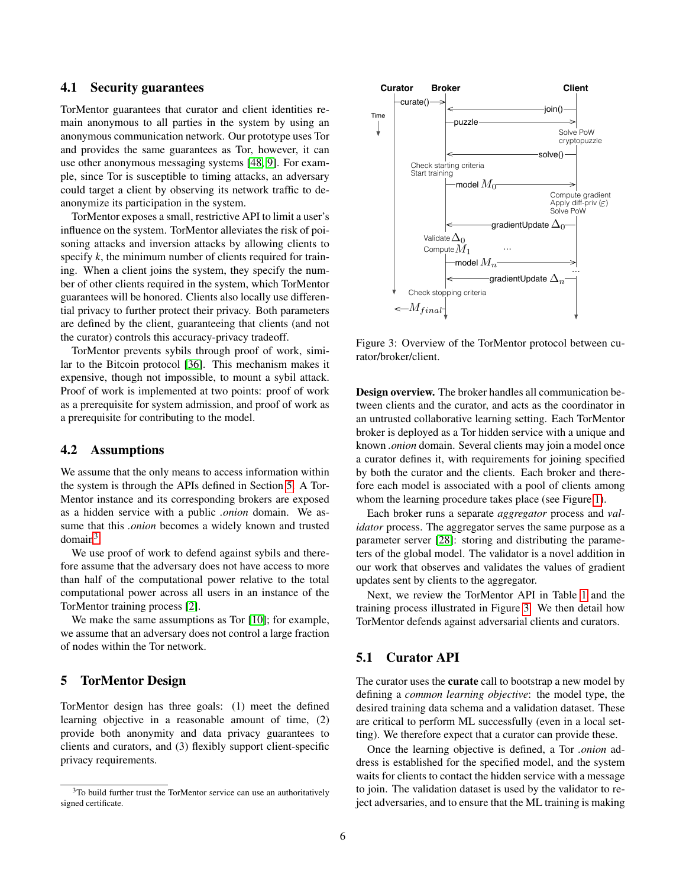## 4.1 Security guarantees

TorMentor guarantees that curator and client identities remain anonymous to all parties in the system by using an anonymous communication network. Our prototype uses Tor and provides the same guarantees as Tor, however, it can use other anonymous messaging systems [48, 9]. For example, since Tor is susceptible to timing attacks, an adversary could target a client by observing its network traffic to de-anonymize its participation in the system.

TorMentor exposes a small, restrictive API to limit a user's influence on the system. TorMentor alleviates the risk of poisoning attacks and inversion attacks by allowing clients to specify *k*, the minimum number of clients required for training. When a client joins the system, they specify the number of other clients required in the system, which TorMentor guarantees will be honored. Clients also locally use differential privacy to further protect their privacy. Both parameters are defined by the client, guaranteeing that clients (and not the curator) controls this accuracy-privacy tradeoff.

TorMentor prevents sybils through proof of work, similar to the Bitcoin protocol [36]. This mechanism makes it expensive, though not impossible, to mount a sybil attack. Proof of work is implemented at two points: proof of work as a prerequisite for system admission, and proof of work as a prerequisite for contributing to the model.

## 4.2 Assumptions

We assume that the only means to access information within the system is through the APIs defined in Section 5. A TorMentor instance and its corresponding brokers are exposed as a hidden service with a public *.onion* domain. We assume that this *.onion* becomes a widely known and trusted domain[3].

We use proof of work to defend against sybils and therefore assume that the adversary does not have access to more than half of the computational power relative to the total computational power across all users in an instance of the TorMentor training process [2].

We make the same assumptions as Tor [10]; for example, we assume that an adversary does not control a large fraction of nodes within the Tor network.

# 5 TorMentor Design

TorMentor design has three goals: (1) meet the defined learning objective in a reasonable amount of time, (2) provide both anonymity and data privacy guarantees to clients and curators, and (3) flexibly support client-specific privacy requirements.

[3] To build further trust the TorMentor service can use an authoritatively signed certificate.

Figure 3: Overview of the TorMentor protocol between curator/broker/client.

**Design overview.** The broker handles all communication between clients and the curator, and acts as the coordinator in an untrusted collaborative learning setting. Each TorMentor broker is deployed as a Tor hidden service with a unique and known *.onion* domain. Several clients may join a model once a curator defines it, with requirements for joining specified by both the curator and the clients. Each broker and therefore each model is associated with a pool of clients among whom the learning procedure takes place (see Figure 1).

Each broker runs a separate *aggregator* process and *validator* process. The aggregator serves the same purpose as a parameter server [28]: storing and distributing the parameters of the global model. The validator is a novel addition in our work that observes and validates the values of gradient updates sent by clients to the aggregator.

Next, we review the TorMentor API in Table 1 and the training process illustrated in Figure 3. We then detail how TorMentor defends against adversarial clients and curators.

## 5.1 Curator API

The curator uses the **curate** call to bootstrap a new model by defining a *common learning objective*: the model type, the desired training data schema and a validation dataset. These are critical to perform ML successfully (even in a local setting). We therefore expect that a curator can provide these.

Once the learning objective is defined, a Tor *.onion* address is established for the specified model, and the system waits for clients to contact the hidden service with a message to join. The validation dataset is used by the validator to reject adversaries, and to ensure that the ML training is making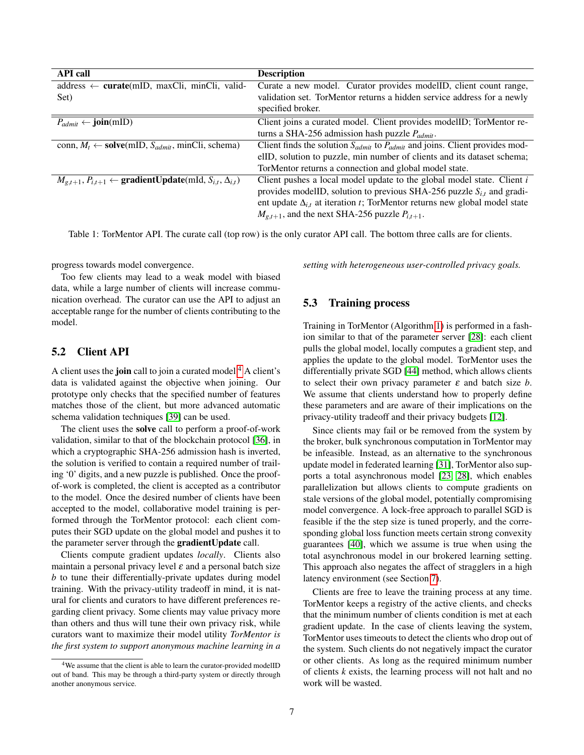| API call | Description |
|---|---|
| address ← **curate**(mID, maxCli, minCli, validSet) | Curate a new model. Curator provides modelID, client count range, validation set. TorMentor returns a hidden service address for a newly specified broker. |
| $P_{admit}$ ← **join**(mID) | Client joins a curated model. Client provides modelID; TorMentor returns a SHA-256 admission hash puzzle $P_{admit}$. |
| conn, $M_t$ ← **solve**(mID, $S_{admit}$, minCli, schema) | Client finds the solution $S_{admit}$ to $P_{admit}$ and joins. Client provides modelID, solution to puzzle, min number of clients and its dataset schema; TorMentor returns a connection and global model state. |
| $M_{g,t+1}$, $P_{i,t+1}$ ← **gradientUpdate**(mId, $S_{i,t}$, $\Delta_{i,t}$) | Client pushes a local model update to the global model state. Client $i$ provides modelID, solution to previous SHA-256 puzzle $S_{i,t}$ and gradient update $\Delta_{i,t}$ at iteration $t$; TorMentor returns new global model state $M_{g,t+1}$, and the next SHA-256 puzzle $P_{i,t+1}$. |

Table 1: TorMentor API. The curate call (top row) is the only curator API call. The bottom three calls are for clients.

progress towards model convergence.

Too few clients may lead to a weak model with biased data, while a large number of clients will increase communication overhead. The curator can use the API to adjust an acceptable range for the number of clients contributing to the model.

## 5.2 Client API

A client uses the **join** call to join a curated model.[4] A client's data is validated against the objective when joining. Our prototype only checks that the specified number of features matches those of the client, but more advanced automatic schema validation techniques [39] can be used.

The client uses the **solve** call to perform a proof-of-work validation, similar to that of the blockchain protocol [36], in which a cryptographic SHA-256 admission hash is inverted, the solution is verified to contain a required number of trailing '0' digits, and a new puzzle is published. Once the proof-of-work is completed, the client is accepted as a contributor to the model. Once the desired number of clients have been accepted to the model, collaborative model training is performed through the TorMentor protocol: each client computes their SGD update on the global model and pushes it to the parameter server through the **gradientUpdate** call.

Clients compute gradient updates *locally*. Clients also maintain a personal privacy level $\varepsilon$ and a personal batch size $b$ to tune their differentially-private updates during model training. With the privacy-utility tradeoff in mind, it is natural for clients and curators to have different preferences regarding client privacy. Some clients may value privacy more than others and thus will tune their own privacy risk, while curators want to maximize their model utility *TorMentor is the first system to support anonymous machine learning in a setting with heterogeneous user-controlled privacy goals.*

[4] We assume that the client is able to learn the curator-provided modelID out of band. This may be through a third-party system or directly through another anonymous service.

## 5.3 Training process

Training in TorMentor (Algorithm 1) is performed in a fashion similar to that of the parameter server [28]: each client pulls the global model, locally computes a gradient step, and applies the update to the global model. TorMentor uses the differentially private SGD [44] method, which allows clients to select their own privacy parameter $\varepsilon$ and batch size $b$. We assume that clients understand how to properly define these parameters and are aware of their implications on the privacy-utility tradeoff and their privacy budgets [12].

Since clients may fail or be removed from the system by the broker, bulk synchronous computation in TorMentor may be infeasible. Instead, as an alternative to the synchronous update model in federated learning [31], TorMentor also supports a total asynchronous model [23, 28], which enables parallelization but allows clients to compute gradients on stale versions of the global model, potentially compromising model convergence. A lock-free approach to parallel SGD is feasible if the the step size is tuned properly, and the corresponding global loss function meets certain strong convexity guarantees [40], which we assume is true when using the total asynchronous model in our brokered learning setting. This approach also negates the affect of stragglers in a high latency environment (see Section 7).

Clients are free to leave the training process at any time. TorMentor keeps a registry of the active clients, and checks that the minimum number of clients condition is met at each gradient update. In the case of clients leaving the system, TorMentor uses timeouts to detect the clients who drop out of the system. Such clients do not negatively impact the curator or other clients. As long as the required minimum number of clients $k$ exists, the learning process will not halt and no work will be wasted.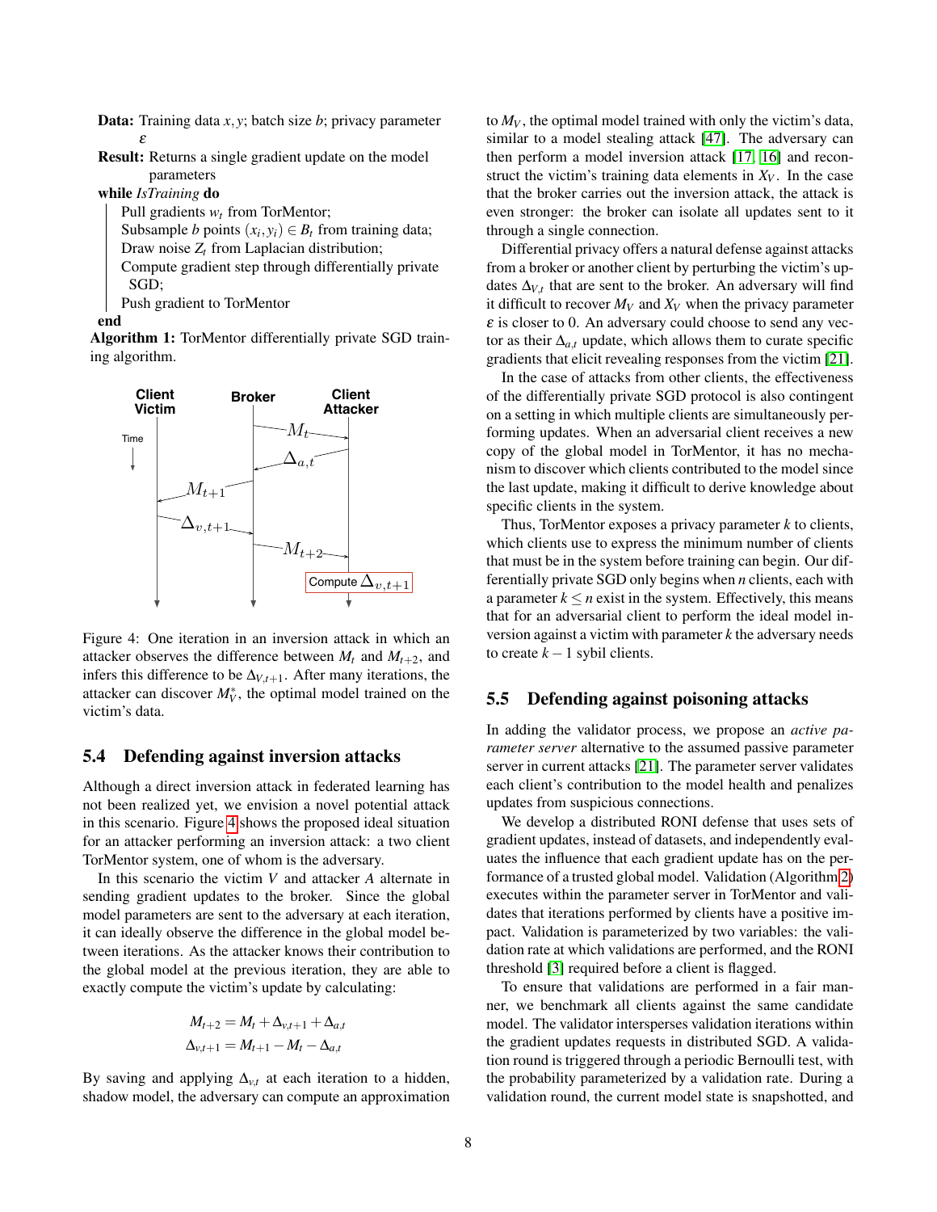**Data:** Training data $x, y$; batch size $b$; privacy parameter $\varepsilon$

**Result:** Returns a single gradient update on the model parameters

**while** *IsTraining* **do**

    Pull gradients $w_t$ from TorMentor;
    Subsample $b$ points $(x_i, y_i) \in B_t$ from training data;
    Draw noise $Z_t$ from Laplacian distribution;
    Compute gradient step through differentially private SGD;
    Push gradient to TorMentor

**end**

**Algorithm 1:** TorMentor differentially private SGD training algorithm.

Figure 4: One iteration in an inversion attack in which an attacker observes the difference between $M_t$ and $M_{t+2}$, and infers this difference to be $\Delta_{V,t+1}$. After many iterations, the attacker can discover $M_V^*$, the optimal model trained on the victim's data.

## 5.4 Defending against inversion attacks

Although a direct inversion attack in federated learning has not been realized yet, we envision a novel potential attack in this scenario. Figure 4 shows the proposed ideal situation for an attacker performing an inversion attack: a two client TorMentor system, one of whom is the adversary.

In this scenario the victim $V$ and attacker $A$ alternate in sending gradient updates to the broker. Since the global model parameters are sent to the adversary at each iteration, it can ideally observe the difference in the global model between iterations. As the attacker knows their contribution to the global model at the previous iteration, they are able to exactly compute the victim's update by calculating:

$$M_{t+2} = M_t + \Delta_{v,t+1} + \Delta_{a,t}$$
$$\Delta_{v,t+1} = M_{t+1} - M_t - \Delta_{a,t}$$

By saving and applying $\Delta_{v,t}$ at each iteration to a hidden, shadow model, the adversary can compute an approximation to $M_V$, the optimal model trained with only the victim's data, similar to a model stealing attack [47]. The adversary can then perform a model inversion attack [17, 16] and reconstruct the victim's training data elements in $X_V$. In the case that the broker carries out the inversion attack, the attack is even stronger: the broker can isolate all updates sent to it through a single connection.

Differential privacy offers a natural defense against attacks from a broker or another client by perturbing the victim's updates $\Delta_{V,t}$ that are sent to the broker. An adversary will find it difficult to recover $M_V$ and $X_V$ when the privacy parameter $\varepsilon$ is closer to 0. An adversary could choose to send any vector as their $\Delta_{a,t}$ update, which allows them to curate specific gradients that elicit revealing responses from the victim [21].

In the case of attacks from other clients, the effectiveness of the differentially private SGD protocol is also contingent on a setting in which multiple clients are simultaneously performing updates. When an adversarial client receives a new copy of the global model in TorMentor, it has no mechanism to discover which clients contributed to the model since the last update, making it difficult to derive knowledge about specific clients in the system.

Thus, TorMentor exposes a privacy parameter $k$ to clients, which clients use to express the minimum number of clients that must be in the system before training can begin. Our differentially private SGD only begins when $n$ clients, each with a parameter $k \leq n$ exist in the system. Effectively, this means that for an adversarial client to perform the ideal model inversion against a victim with parameter $k$ the adversary needs to create $k-1$ sybil clients.

## 5.5 Defending against poisoning attacks

In adding the validator process, we propose an *active parameter server* alternative to the assumed passive parameter server in current attacks [21]. The parameter server validates each client's contribution to the model health and penalizes updates from suspicious connections.

We develop a distributed RONI defense that uses sets of gradient updates, instead of datasets, and independently evaluates the influence that each gradient update has on the performance of a trusted global model. Validation (Algorithm 2) executes within the parameter server in TorMentor and validates that iterations performed by clients have a positive impact. Validation is parameterized by two variables: the validation rate at which validations are performed, and the RONI threshold [3] required before a client is flagged.

To ensure that validations are performed in a fair manner, we benchmark all clients against the same candidate model. The validator intersperses validation iterations within the gradient updates requests in distributed SGD. A validation round is triggered through a periodic Bernoulli test, with the probability parameterized by a validation rate. During a validation round, the current model state is snapshotted, and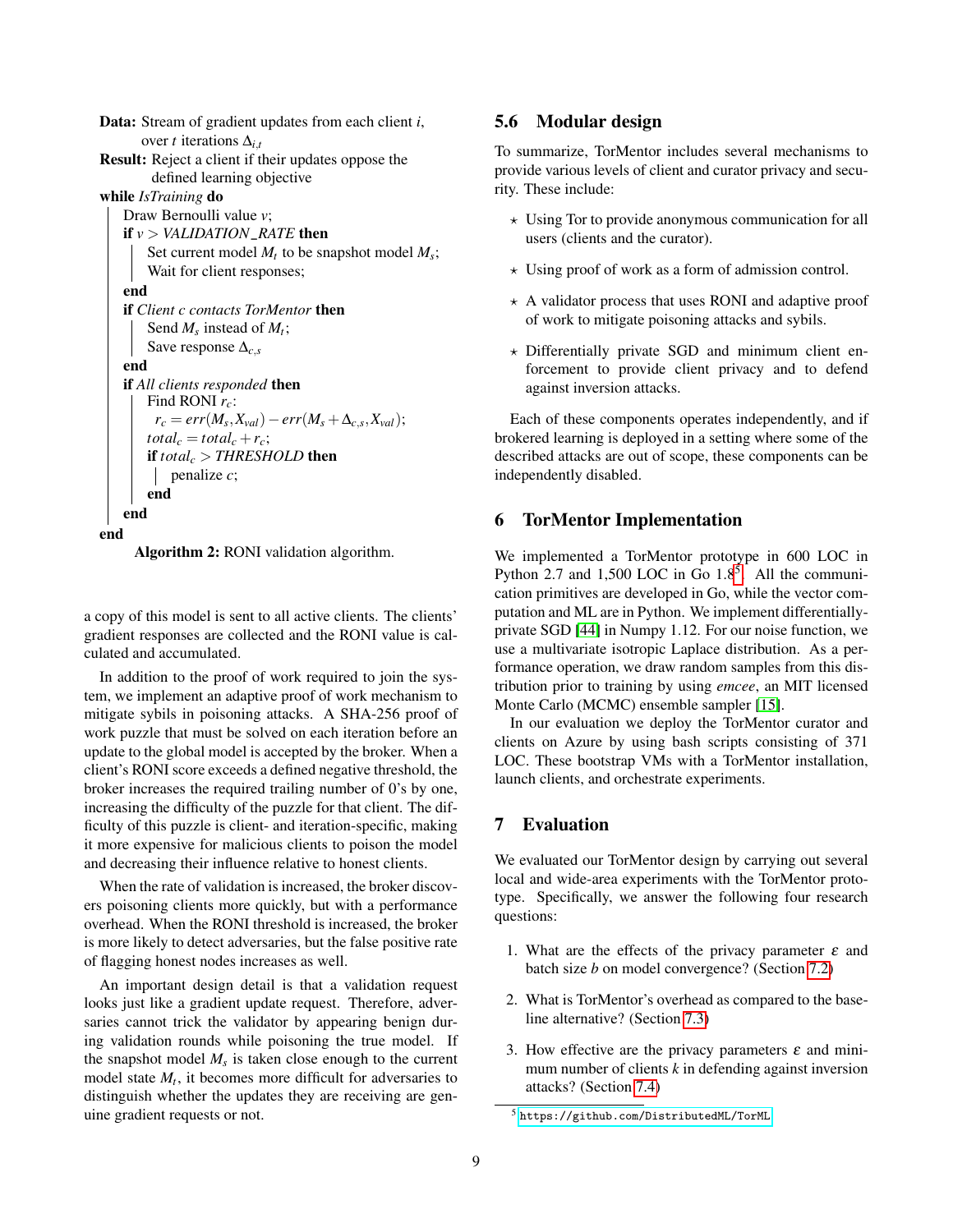```
Data: Stream of gradient updates from each client i,
      over t iterations Δ_{i,t}
Result: Reject a client if their updates oppose the
        defined learning objective
while IsTraining do
    Draw Bernoulli value v;
    if v > VALIDATION_RATE then
        Set current model M_t to be snapshot model M_s;
        Wait for client responses;
    end
    if Client c contacts TorMentor then
        Send M_s instead of M_t;
        Save response Δ_{c,s}
    end
    if All clients responded then
        Find RONI r_c:
          r_c = err(M_s, X_val) − err(M_s + Δ_{c,s}, X_val);
        total_c = total_c + r_c;
        if total_c > THRESHOLD then
            penalize c;
        end
    end
end
```

**Algorithm 2:** RONI validation algorithm.

a copy of this model is sent to all active clients. The clients' gradient responses are collected and the RONI value is calculated and accumulated.

In addition to the proof of work required to join the system, we implement an adaptive proof of work mechanism to mitigate sybils in poisoning attacks. A SHA-256 proof of work puzzle that must be solved on each iteration before an update to the global model is accepted by the broker. When a client's RONI score exceeds a defined negative threshold, the broker increases the required trailing number of 0's by one, increasing the difficulty of the puzzle for that client. The difficulty of this puzzle is client- and iteration-specific, making it more expensive for malicious clients to poison the model and decreasing their influence relative to honest clients.

When the rate of validation is increased, the broker discovers poisoning clients more quickly, but with a performance overhead. When the RONI threshold is increased, the broker is more likely to detect adversaries, but the false positive rate of flagging honest nodes increases as well.

An important design detail is that a validation request looks just like a gradient update request. Therefore, adversaries cannot trick the validator by appearing benign during validation rounds while poisoning the true model. If the snapshot model $M_s$ is taken close enough to the current model state $M_t$, it becomes more difficult for adversaries to distinguish whether the updates they are receiving are genuine gradient requests or not.

## 5.6 Modular design

To summarize, TorMentor includes several mechanisms to provide various levels of client and curator privacy and security. These include:

- Using Tor to provide anonymous communication for all users (clients and the curator).
- Using proof of work as a form of admission control.
- A validator process that uses RONI and adaptive proof of work to mitigate poisoning attacks and sybils.
- Differentially private SGD and minimum client enforcement to provide client privacy and to defend against inversion attacks.

Each of these components operates independently, and if brokered learning is deployed in a setting where some of the described attacks are out of scope, these components can be independently disabled.

# 6 TorMentor Implementation

We implemented a TorMentor prototype in 600 LOC in Python 2.7 and 1,500 LOC in Go 1.8[5]. All the communication primitives are developed in Go, while the vector computation and ML are in Python. We implement differentially-private SGD [44] in Numpy 1.12. For our noise function, we use a multivariate isotropic Laplace distribution. As a performance operation, we draw random samples from this distribution prior to training by using *emcee*, an MIT licensed Monte Carlo (MCMC) ensemble sampler [15].

In our evaluation we deploy the TorMentor curator and clients on Azure by using bash scripts consisting of 371 LOC. These bootstrap VMs with a TorMentor installation, launch clients, and orchestrate experiments.

# 7 Evaluation

We evaluated our TorMentor design by carrying out several local and wide-area experiments with the TorMentor prototype. Specifically, we answer the following four research questions:

1. What are the effects of the privacy parameter $\varepsilon$ and batch size $b$ on model convergence? (Section 7.2)
2. What is TorMentor's overhead as compared to the baseline alternative? (Section 7.3)
3. How effective are the privacy parameters $\varepsilon$ and minimum number of clients $k$ in defending against inversion attacks? (Section 7.4)

[5] https://github.com/DistributedML/TorML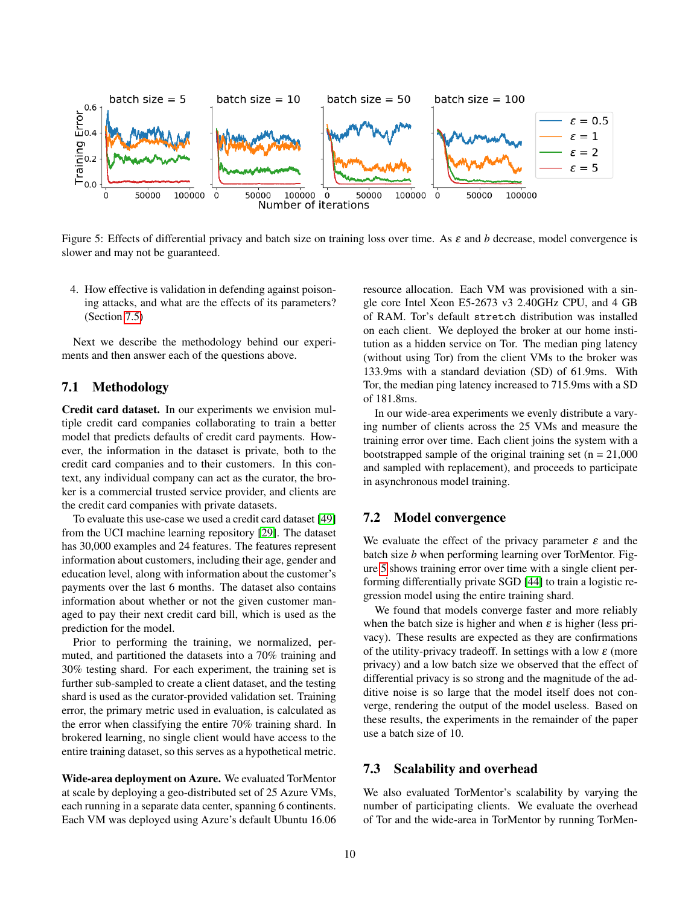Figure 5: Effects of differential privacy and batch size on training loss over time. As $\varepsilon$ and $b$ decrease, model convergence is slower and may not be guaranteed.

4. How effective is validation in defending against poisoning attacks, and what are the effects of its parameters? (Section 7.5)

Next we describe the methodology behind our experiments and then answer each of the questions above.

## 7.1 Methodology

**Credit card dataset.** In our experiments we envision multiple credit card companies collaborating to train a better model that predicts defaults of credit card payments. However, the information in the dataset is private, both to the credit card companies and to their customers. In this context, any individual company can act as the curator, the broker is a commercial trusted service provider, and clients are the credit card companies with private datasets.

To evaluate this use-case we used a credit card dataset [49] from the UCI machine learning repository [29]. The dataset has 30,000 examples and 24 features. The features represent information about customers, including their age, gender and education level, along with information about the customer's payments over the last 6 months. The dataset also contains information about whether or not the given customer managed to pay their next credit card bill, which is used as the prediction for the model.

Prior to performing the training, we normalized, permuted, and partitioned the datasets into a 70% training and 30% testing shard. For each experiment, the training set is further sub-sampled to create a client dataset, and the testing shard is used as the curator-provided validation set. Training error, the primary metric used in evaluation, is calculated as the error when classifying the entire 70% training shard. In brokered learning, no single client would have access to the entire training dataset, so this serves as a hypothetical metric.

**Wide-area deployment on Azure.** We evaluated TorMentor at scale by deploying a geo-distributed set of 25 Azure VMs, each running in a separate data center, spanning 6 continents. Each VM was deployed using Azure's default Ubuntu 16.06 resource allocation. Each VM was provisioned with a single core Intel Xeon E5-2673 v3 2.40GHz CPU, and 4 GB of RAM. Tor's default `stretch` distribution was installed on each client. We deployed the broker at our home institution as a hidden service on Tor. The median ping latency (without using Tor) from the client VMs to the broker was 133.9ms with a standard deviation (SD) of 61.9ms. With Tor, the median ping latency increased to 715.9ms with a SD of 181.8ms.

In our wide-area experiments we evenly distribute a varying number of clients across the 25 VMs and measure the training error over time. Each client joins the system with a bootstrapped sample of the original training set (n = 21,000 and sampled with replacement), and proceeds to participate in asynchronous model training.

## 7.2 Model convergence

We evaluate the effect of the privacy parameter $\varepsilon$ and the batch size $b$ when performing learning over TorMentor. Figure 5 shows training error over time with a single client performing differentially private SGD [44] to train a logistic regression model using the entire training shard.

We found that models converge faster and more reliably when the batch size is higher and when $\varepsilon$ is higher (less privacy). These results are expected as they are confirmations of the utility-privacy tradeoff. In settings with a low $\varepsilon$ (more privacy) and a low batch size we observed that the effect of differential privacy is so strong and the magnitude of the additive noise is so large that the model itself does not converge, rendering the output of the model useless. Based on these results, the experiments in the remainder of the paper use a batch size of 10.

## 7.3 Scalability and overhead

We also evaluated TorMentor's scalability by varying the number of participating clients. We evaluate the overhead of Tor and the wide-area in TorMentor by running TorMen-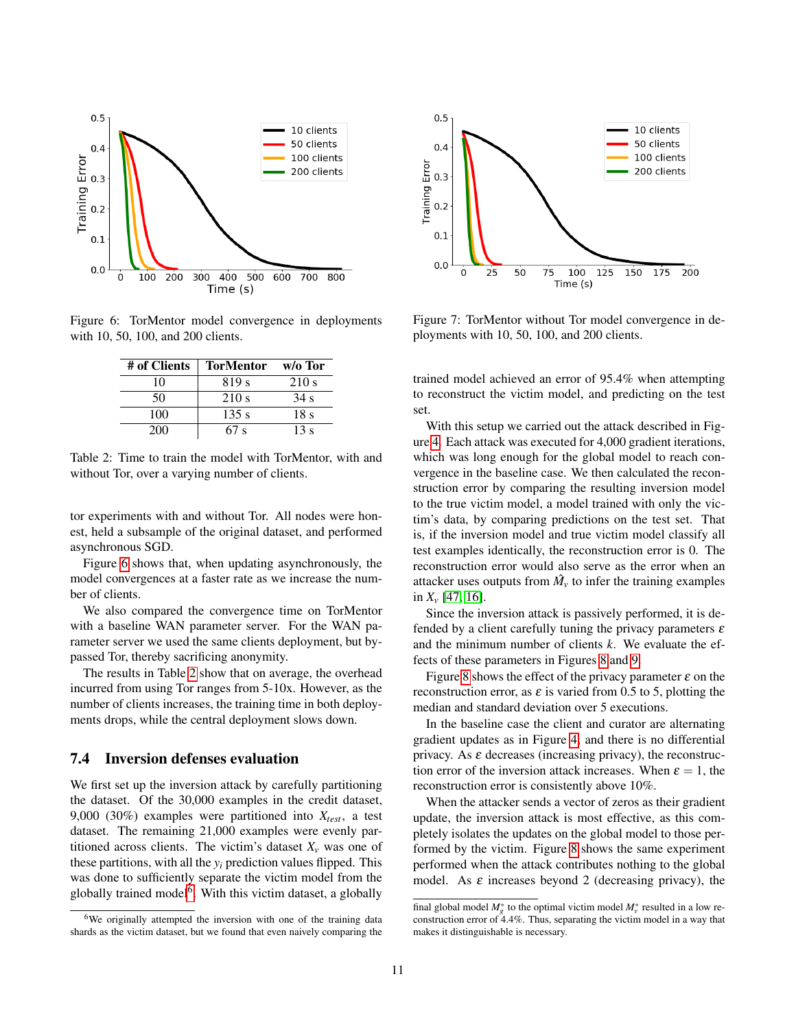Figure 6: TorMentor model convergence in deployments with 10, 50, 100, and 200 clients.

Figure 7: TorMentor without Tor model convergence in deployments with 10, 50, 100, and 200 clients.

| # of Clients | TorMentor | w/o Tor |
|---|---|---|
| 10 | 819 s | 210 s |
| 50 | 210 s | 34 s |
| 100 | 135 s | 18 s |
| 200 | 67 s | 13 s |

Table 2: Time to train the model with TorMentor, with and without Tor, over a varying number of clients.

tor experiments with and without Tor. All nodes were honest, held a subsample of the original dataset, and performed asynchronous SGD.

Figure 6 shows that, when updating asynchronously, the model convergences at a faster rate as we increase the number of clients.

We also compared the convergence time on TorMentor with a baseline WAN parameter server. For the WAN parameter server we used the same clients deployment, but bypassed Tor, thereby sacrificing anonymity.

The results in Table 2 show that on average, the overhead incurred from using Tor ranges from 5-10x. However, as the number of clients increases, the training time in both deployments drops, while the central deployment slows down.

### 7.4 Inversion defenses evaluation

We first set up the inversion attack by carefully partitioning the dataset. Of the 30,000 examples in the credit dataset, 9,000 (30%) examples were partitioned into $X_{test}$, a test dataset. The remaining 21,000 examples were evenly partitioned across clients. The victim's dataset $X_v$ was one of these partitions, with all the $y_i$ prediction values flipped. This was done to sufficiently separate the victim model from the globally trained model[6]. With this victim dataset, a globally trained model achieved an error of 95.4% when attempting to reconstruct the victim model, and predicting on the test set.

With this setup we carried out the attack described in Figure 4. Each attack was executed for 4,000 gradient iterations, which was long enough for the global model to reach convergence in the baseline case. We then calculated the reconstruction error by comparing the resulting inversion model to the true victim model, a model trained with only the victim's data, by comparing predictions on the test set. That is, if the inversion model and true victim model classify all test examples identically, the reconstruction error is 0. The reconstruction error would also serve as the error when an attacker uses outputs from $\hat{M}_v$ to infer the training examples in $X_v$ [47, 16].

Since the inversion attack is passively performed, it is defended by a client carefully tuning the privacy parameters $\varepsilon$ and the minimum number of clients $k$. We evaluate the effects of these parameters in Figures 8 and 9.

Figure 8 shows the effect of the privacy parameter $\varepsilon$ on the reconstruction error, as $\varepsilon$ is varied from 0.5 to 5, plotting the median and standard deviation over 5 executions.

In the baseline case the client and curator are alternating gradient updates as in Figure 4, and there is no differential privacy. As $\varepsilon$ decreases (increasing privacy), the reconstruction error of the inversion attack increases. When $\varepsilon = 1$, the reconstruction error is consistently above 10%.

When the attacker sends a vector of zeros as their gradient update, the inversion attack is most effective, as this completely isolates the updates on the global model to those performed by the victim. Figure 8 shows the same experiment performed when the attack contributes nothing to the global model. As $\varepsilon$ increases beyond 2 (decreasing privacy), the

[6] We originally attempted the inversion with one of the training data shards as the victim dataset, but we found that even naively comparing the final global model $M_g^*$ to the optimal victim model $M_v^*$ resulted in a low reconstruction error of 4.4%. Thus, separating the victim model in a way that makes it distinguishable is necessary.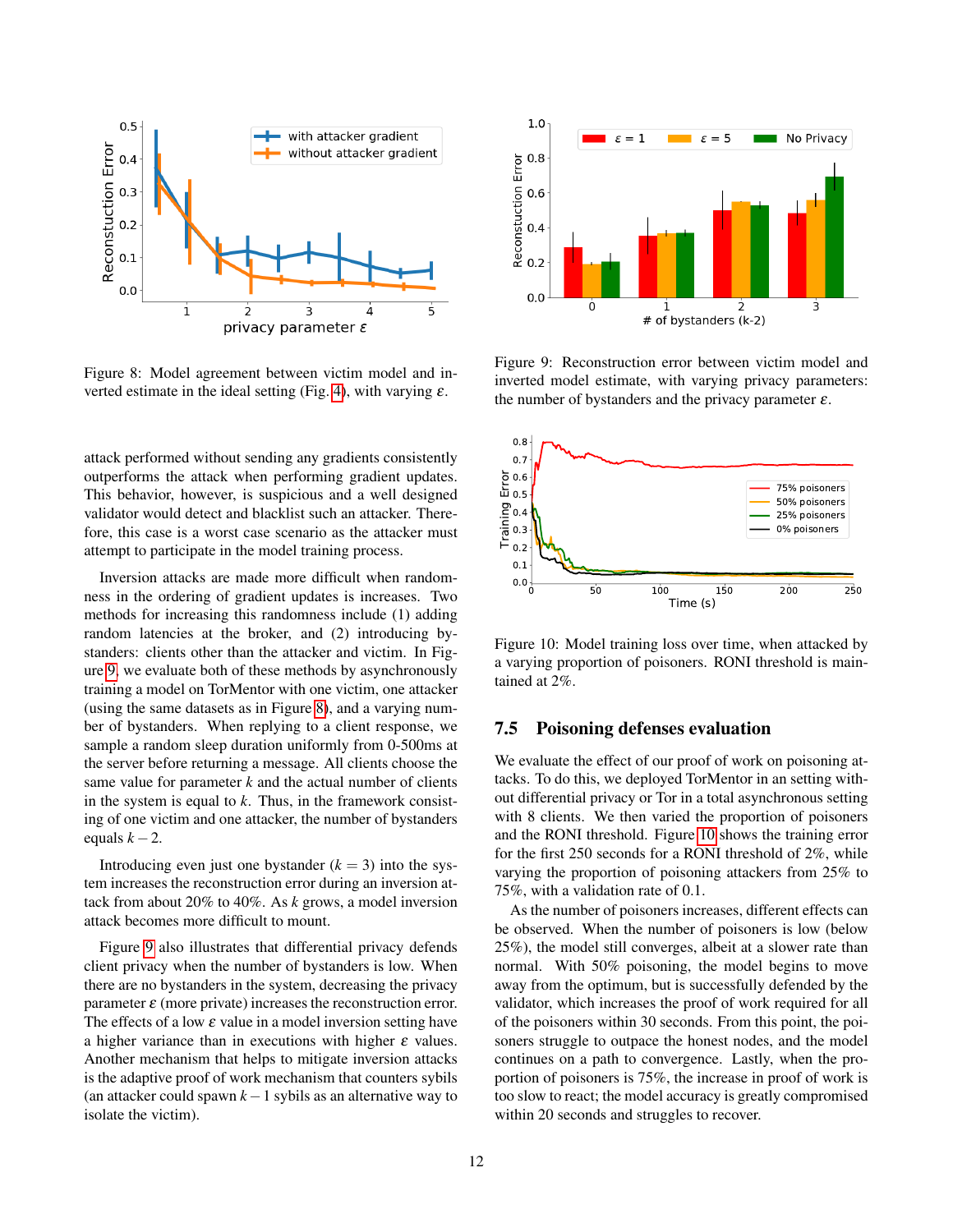Figure 8: Model agreement between victim model and inverted estimate in the ideal setting (Fig. 4), with varying $\varepsilon$.

Figure 9: Reconstruction error between victim model and inverted model estimate, with varying privacy parameters: the number of bystanders and the privacy parameter $\varepsilon$.

attack performed without sending any gradients consistently outperforms the attack when performing gradient updates. This behavior, however, is suspicious and a well designed validator would detect and blacklist such an attacker. Therefore, this case is a worst case scenario as the attacker must attempt to participate in the model training process.

Inversion attacks are made more difficult when randomness in the ordering of gradient updates is increases. Two methods for increasing this randomness include (1) adding random latencies at the broker, and (2) introducing bystanders: clients other than the attacker and victim. In Figure 9, we evaluate both of these methods by asynchronously training a model on TorMentor with one victim, one attacker (using the same datasets as in Figure 8), and a varying number of bystanders. When replying to a client response, we sample a random sleep duration uniformly from 0-500ms at the server before returning a message. All clients choose the same value for parameter $k$ and the actual number of clients in the system is equal to $k$. Thus, in the framework consisting of one victim and one attacker, the number of bystanders equals $k-2$.

Introducing even just one bystander ($k = 3$) into the system increases the reconstruction error during an inversion attack from about 20% to 40%. As $k$ grows, a model inversion attack becomes more difficult to mount.

Figure 9 also illustrates that differential privacy defends client privacy when the number of bystanders is low. When there are no bystanders in the system, decreasing the privacy parameter $\varepsilon$ (more private) increases the reconstruction error. The effects of a low $\varepsilon$ value in a model inversion setting have a higher variance than in executions with higher $\varepsilon$ values. Another mechanism that helps to mitigate inversion attacks is the adaptive proof of work mechanism that counters sybils (an attacker could spawn $k-1$ sybils as an alternative way to isolate the victim).

Figure 10: Model training loss over time, when attacked by a varying proportion of poisoners. RONI threshold is maintained at 2%.

### 7.5 Poisoning defenses evaluation

We evaluate the effect of our proof of work on poisoning attacks. To do this, we deployed TorMentor in an setting without differential privacy or Tor in a total asynchronous setting with 8 clients. We then varied the proportion of poisoners and the RONI threshold. Figure 10 shows the training error for the first 250 seconds for a RONI threshold of 2%, while varying the proportion of poisoning attackers from 25% to 75%, with a validation rate of 0.1.

As the number of poisoners increases, different effects can be observed. When the number of poisoners is low (below 25%), the model still converges, albeit at a slower rate than normal. With 50% poisoning, the model begins to move away from the optimum, but is successfully defended by the validator, which increases the proof of work required for all of the poisoners within 30 seconds. From this point, the poisoners struggle to outpace the honest nodes, and the model continues on a path to convergence. Lastly, when the proportion of poisoners is 75%, the increase in proof of work is too slow to react; the model accuracy is greatly compromised within 20 seconds and struggles to recover.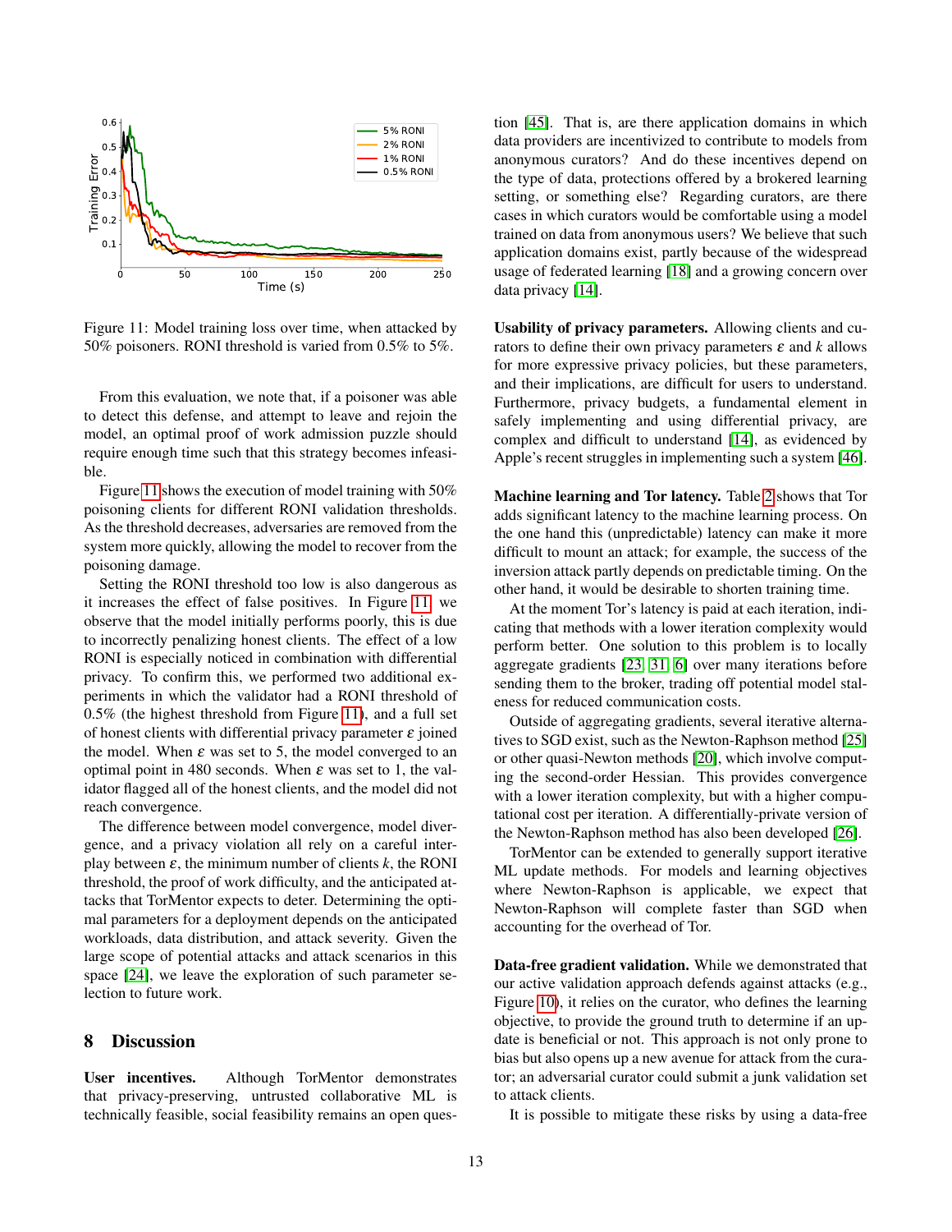Figure 11: Model training loss over time, when attacked by 50% poisoners. RONI threshold is varied from 0.5% to 5%.

From this evaluation, we note that, if a poisoner was able to detect this defense, and attempt to leave and rejoin the model, an optimal proof of work admission puzzle should require enough time such that this strategy becomes infeasible.

Figure 11 shows the execution of model training with 50% poisoning clients for different RONI validation thresholds. As the threshold decreases, adversaries are removed from the system more quickly, allowing the model to recover from the poisoning damage.

Setting the RONI threshold too low is also dangerous as it increases the effect of false positives. In Figure 11 we observe that the model initially performs poorly, this is due to incorrectly penalizing honest clients. The effect of a low RONI is especially noticed in combination with differential privacy. To confirm this, we performed two additional experiments in which the validator had a RONI threshold of 0.5% (the highest threshold from Figure 11), and a full set of honest clients with differential privacy parameter $\varepsilon$ joined the model. When $\varepsilon$ was set to 5, the model converged to an optimal point in 480 seconds. When $\varepsilon$ was set to 1, the validator flagged all of the honest clients, and the model did not reach convergence.

The difference between model convergence, model divergence, and a privacy violation all rely on a careful interplay between $\varepsilon$, the minimum number of clients $k$, the RONI threshold, the proof of work difficulty, and the anticipated attacks that TorMentor expects to deter. Determining the optimal parameters for a deployment depends on the anticipated workloads, data distribution, and attack severity. Given the large scope of potential attacks and attack scenarios in this space [24], we leave the exploration of such parameter selection to future work.

## 8 Discussion

**User incentives.** Although TorMentor demonstrates that privacy-preserving, untrusted collaborative ML is technically feasible, social feasibility remains an open question [45]. That is, are there application domains in which data providers are incentivized to contribute to models from anonymous curators? And do these incentives depend on the type of data, protections offered by a brokered learning setting, or something else? Regarding curators, are there cases in which curators would be comfortable using a model trained on data from anonymous users? We believe that such application domains exist, partly because of the widespread usage of federated learning [18] and a growing concern over data privacy [14].

**Usability of privacy parameters.** Allowing clients and curators to define their own privacy parameters $\varepsilon$ and $k$ allows for more expressive privacy policies, but these parameters, and their implications, are difficult for users to understand. Furthermore, privacy budgets, a fundamental element in safely implementing and using differential privacy, are complex and difficult to understand [14], as evidenced by Apple's recent struggles in implementing such a system [46].

**Machine learning and Tor latency.** Table 2 shows that Tor adds significant latency to the machine learning process. On the one hand this (unpredictable) latency can make it more difficult to mount an attack; for example, the success of the inversion attack partly depends on predictable timing. On the other hand, it would be desirable to shorten training time.

At the moment Tor's latency is paid at each iteration, indicating that methods with a lower iteration complexity would perform better. One solution to this problem is to locally aggregate gradients [23, 31, 6] over many iterations before sending them to the broker, trading off potential model staleness for reduced communication costs.

Outside of aggregating gradients, several iterative alternatives to SGD exist, such as the Newton-Raphson method [25] or other quasi-Newton methods [20], which involve computing the second-order Hessian. This provides convergence with a lower iteration complexity, but with a higher computational cost per iteration. A differentially-private version of the Newton-Raphson method has also been developed [26].

TorMentor can be extended to generally support iterative ML update methods. For models and learning objectives where Newton-Raphson is applicable, we expect that Newton-Raphson will complete faster than SGD when accounting for the overhead of Tor.

**Data-free gradient validation.** While we demonstrated that our active validation approach defends against attacks (e.g., Figure 10), it relies on the curator, who defines the learning objective, to provide the ground truth to determine if an update is beneficial or not. This approach is not only prone to bias but also opens up a new avenue for attack from the curator; an adversarial curator could submit a junk validation set to attack clients.

It is possible to mitigate these risks by using a data-free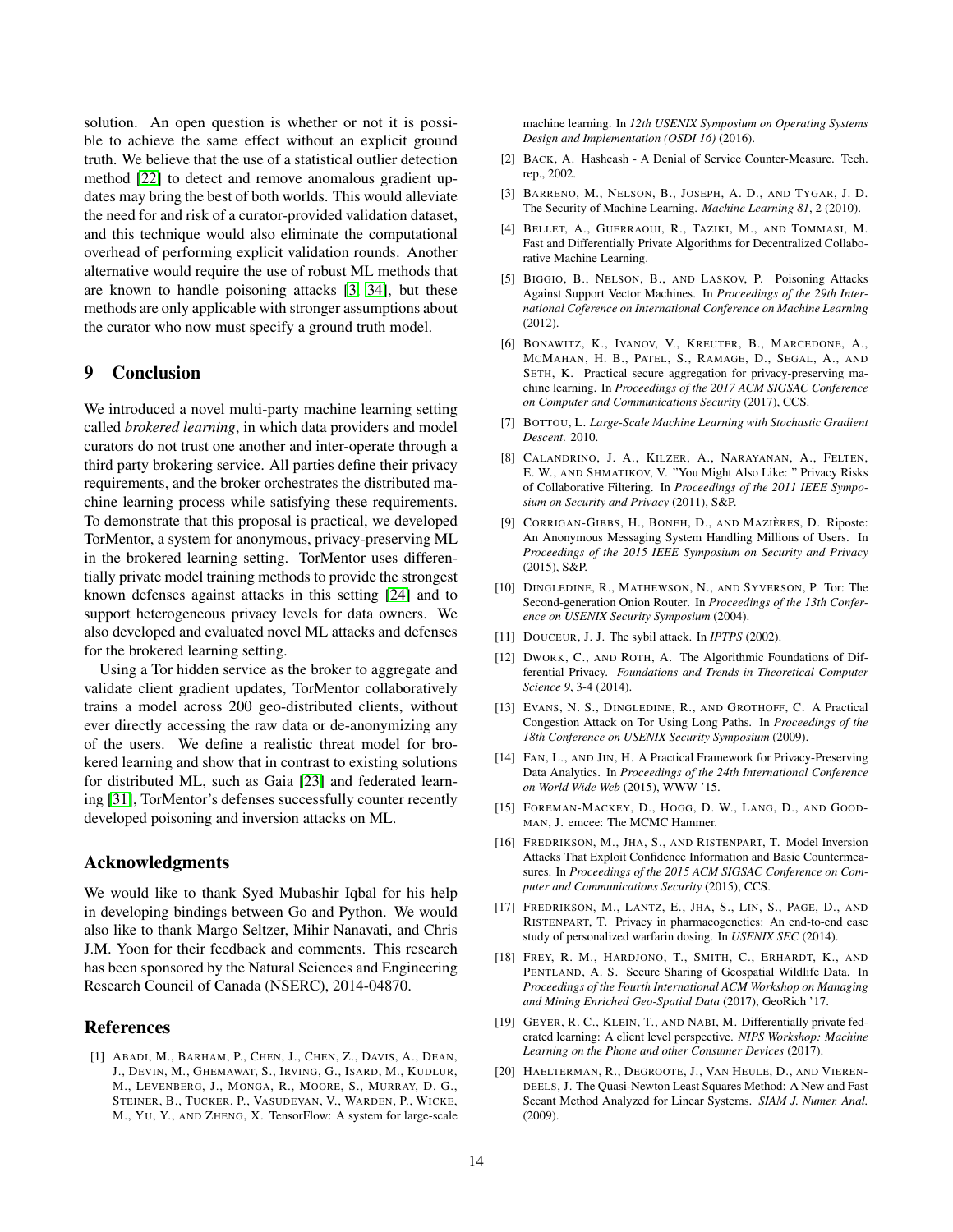solution. An open question is whether or not it is possible to achieve the same effect without an explicit ground truth. We believe that the use of a statistical outlier detection method [22] to detect and remove anomalous gradient updates may bring the best of both worlds. This would alleviate the need for and risk of a curator-provided validation dataset, and this technique would also eliminate the computational overhead of performing explicit validation rounds. Another alternative would require the use of robust ML methods that are known to handle poisoning attacks [3, 34], but these methods are only applicable with stronger assumptions about the curator who now must specify a ground truth model.

## 9 Conclusion

We introduced a novel multi-party machine learning setting called *brokered learning*, in which data providers and model curators do not trust one another and inter-operate through a third party brokering service. All parties define their privacy requirements, and the broker orchestrates the distributed machine learning process while satisfying these requirements. To demonstrate that this proposal is practical, we developed TorMentor, a system for anonymous, privacy-preserving ML in the brokered learning setting. TorMentor uses differentially private model training methods to provide the strongest known defenses against attacks in this setting [24] and to support heterogeneous privacy levels for data owners. We also developed and evaluated novel ML attacks and defenses for the brokered learning setting.

Using a Tor hidden service as the broker to aggregate and validate client gradient updates, TorMentor collaboratively trains a model across 200 geo-distributed clients, without ever directly accessing the raw data or de-anonymizing any of the users. We define a realistic threat model for brokered learning and show that in contrast to existing solutions for distributed ML, such as Gaia [23] and federated learning [31], TorMentor's defenses successfully counter recently developed poisoning and inversion attacks on ML.

## Acknowledgments

We would like to thank Syed Mubashir Iqbal for his help in developing bindings between Go and Python. We would also like to thank Margo Seltzer, Mihir Nanavati, and Chris J.M. Yoon for their feedback and comments. This research has been sponsored by the Natural Sciences and Engineering Research Council of Canada (NSERC), 2014-04870.

## References

[1] Abadi, M., Barham, P., Chen, J., Chen, Z., Davis, A., Dean, J., Devin, M., Ghemawat, S., Irving, G., Isard, M., Kudlur, M., Levenberg, J., Monga, R., Moore, S., Murray, D. G., Steiner, B., Tucker, P., Vasudevan, V., Warden, P., Wicke, M., Yu, Y., and Zheng, X. TensorFlow: A system for large-scale machine learning. In *12th USENIX Symposium on Operating Systems Design and Implementation (OSDI 16)* (2016).

[2] Back, A. Hashcash - A Denial of Service Counter-Measure. Tech. rep., 2002.

[3] Barreno, M., Nelson, B., Joseph, A. D., and Tygar, J. D. The Security of Machine Learning. *Machine Learning 81*, 2 (2010).

[4] Bellet, A., Guerraoui, R., Taziki, M., and Tommasi, M. Fast and Differentially Private Algorithms for Decentralized Collaborative Machine Learning.

[5] Biggio, B., Nelson, B., and Laskov, P. Poisoning Attacks Against Support Vector Machines. In *Proceedings of the 29th International Coference on International Conference on Machine Learning* (2012).

[6] Bonawitz, K., Ivanov, V., Kreuter, B., Marcedone, A., McMahan, H. B., Patel, S., Ramage, D., Segal, A., and Seth, K. Practical secure aggregation for privacy-preserving machine learning. In *Proceedings of the 2017 ACM SIGSAC Conference on Computer and Communications Security* (2017), CCS.

[7] Bottou, L. *Large-Scale Machine Learning with Stochastic Gradient Descent.* 2010.

[8] Calandrino, J. A., Kilzer, A., Narayanan, A., Felten, E. W., and Shmatikov, V. "You Might Also Like: " Privacy Risks of Collaborative Filtering. In *Proceedings of the 2011 IEEE Symposium on Security and Privacy* (2011), S&P.

[9] Corrigan-Gibbs, H., Boneh, D., and Mazières, D. Riposte: An Anonymous Messaging System Handling Millions of Users. In *Proceedings of the 2015 IEEE Symposium on Security and Privacy* (2015), S&P.

[10] Dingledine, R., Mathewson, N., and Syverson, P. Tor: The Second-generation Onion Router. In *Proceedings of the 13th Conference on USENIX Security Symposium* (2004).

[11] Douceur, J. J. The sybil attack. In *IPTPS* (2002).

[12] Dwork, C., and Roth, A. The Algorithmic Foundations of Differential Privacy. *Foundations and Trends in Theoretical Computer Science 9*, 3-4 (2014).

[13] Evans, N. S., Dingledine, R., and Grothoff, C. A Practical Congestion Attack on Tor Using Long Paths. In *Proceedings of the 18th Conference on USENIX Security Symposium* (2009).

[14] Fan, L., and Jin, H. A Practical Framework for Privacy-Preserving Data Analytics. In *Proceedings of the 24th International Conference on World Wide Web* (2015), WWW '15.

[15] Foreman-Mackey, D., Hogg, D. W., Lang, D., and Goodman, J. emcee: The MCMC Hammer.

[16] Fredrikson, M., Jha, S., and Ristenpart, T. Model Inversion Attacks That Exploit Confidence Information and Basic Countermeasures. In *Proceedings of the 2015 ACM SIGSAC Conference on Computer and Communications Security* (2015), CCS.

[17] Fredrikson, M., Lantz, E., Jha, S., Lin, S., Page, D., and Ristenpart, T. Privacy in pharmacogenetics: An end-to-end case study of personalized warfarin dosing. In *USENIX SEC* (2014).

[18] Frey, R. M., Hardjono, T., Smith, C., Erhardt, K., and Pentland, A. S. Secure Sharing of Geospatial Wildlife Data. In *Proceedings of the Fourth International ACM Workshop on Managing and Mining Enriched Geo-Spatial Data* (2017), GeoRich '17.

[19] Geyer, R. C., Klein, T., and Nabi, M. Differentially private federated learning: A client level perspective. *NIPS Workshop: Machine Learning on the Phone and other Consumer Devices* (2017).

[20] Haelterman, R., Degroote, J., Van Heule, D., and Vierendeels, J. The Quasi-Newton Least Squares Method: A New and Fast Secant Method Analyzed for Linear Systems. *SIAM J. Numer. Anal.* (2009).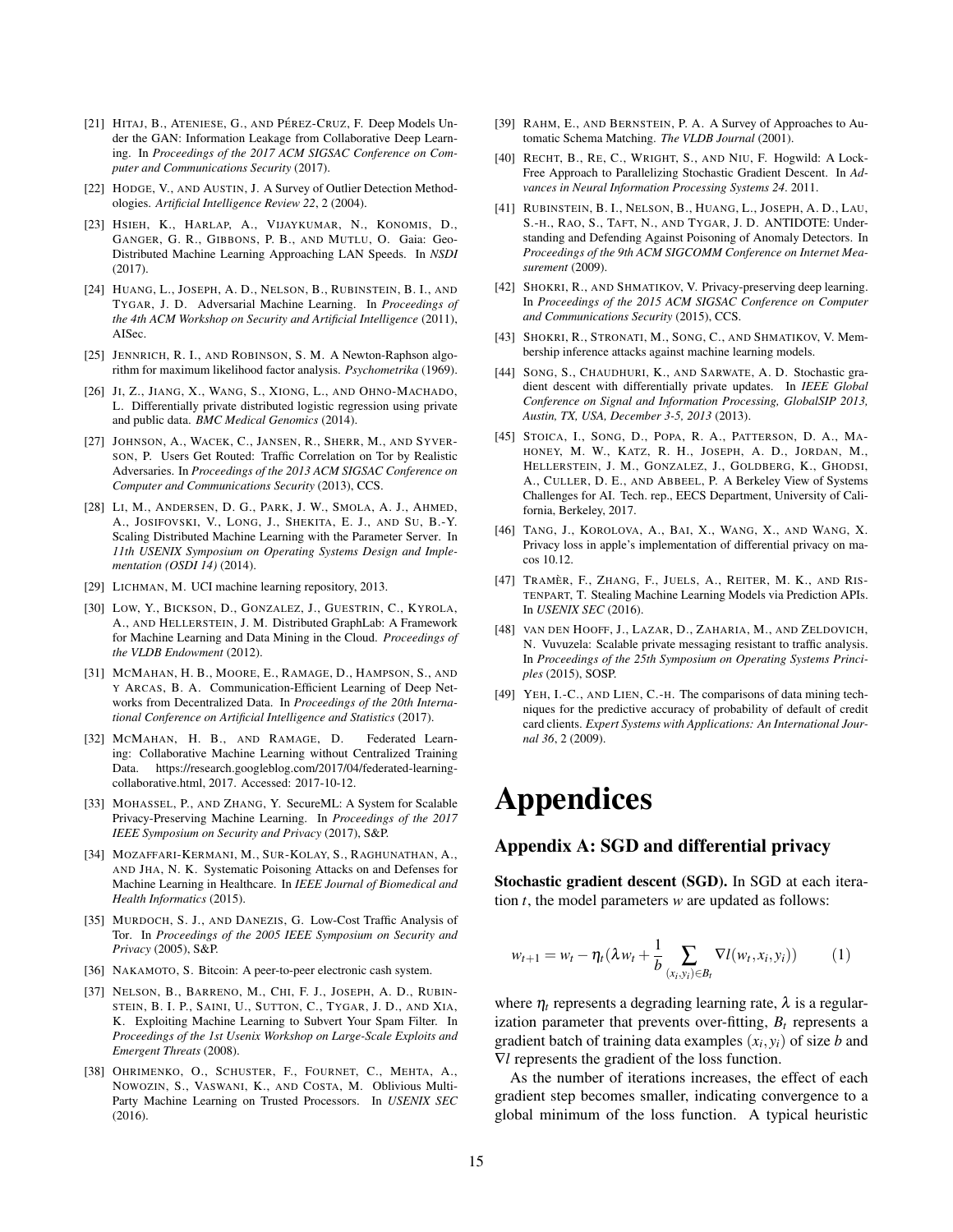[21] Hitaj, B., Ateniese, G., and Pérez-Cruz, F. Deep Models Under the GAN: Information Leakage from Collaborative Deep Learning. In *Proceedings of the 2017 ACM SIGSAC Conference on Computer and Communications Security* (2017).

[22] Hodge, V., and Austin, J. A Survey of Outlier Detection Methodologies. *Artificial Intelligence Review 22*, 2 (2004).

[23] Hsieh, K., Harlap, A., Vijaykumar, N., Konomis, D., Ganger, G. R., Gibbons, P. B., and Mutlu, O. Gaia: Geo-Distributed Machine Learning Approaching LAN Speeds. In *NSDI* (2017).

[24] Huang, L., Joseph, A. D., Nelson, B., Rubinstein, B. I., and Tygar, J. D. Adversarial Machine Learning. In *Proceedings of the 4th ACM Workshop on Security and Artificial Intelligence* (2011), AISec.

[25] Jennrich, R. I., and Robinson, S. M. A Newton-Raphson algorithm for maximum likelihood factor analysis. *Psychometrika* (1969).

[26] Ji, Z., Jiang, X., Wang, S., Xiong, L., and Ohno-Machado, L. Differentially private distributed logistic regression using private and public data. *BMC Medical Genomics* (2014).

[27] Johnson, A., Wacek, C., Jansen, R., Sherr, M., and Syverson, P. Users Get Routed: Traffic Correlation on Tor by Realistic Adversaries. In *Proceedings of the 2013 ACM SIGSAC Conference on Computer and Communications Security* (2013), CCS.

[28] Li, M., Andersen, D. G., Park, J. W., Smola, A. J., Ahmed, A., Josifovski, V., Long, J., Shekita, E. J., and Su, B.-Y. Scaling Distributed Machine Learning with the Parameter Server. In *11th USENIX Symposium on Operating Systems Design and Implementation (OSDI 14)* (2014).

[29] Lichman, M. UCI machine learning repository, 2013.

[30] Low, Y., Bickson, D., Gonzalez, J., Guestrin, C., Kyrola, A., and Hellerstein, J. M. Distributed GraphLab: A Framework for Machine Learning and Data Mining in the Cloud. *Proceedings of the VLDB Endowment* (2012).

[31] McMahan, H. B., Moore, E., Ramage, D., Hampson, S., and y Arcas, B. A. Communication-Efficient Learning of Deep Networks from Decentralized Data. In *Proceedings of the 20th International Conference on Artificial Intelligence and Statistics* (2017).

[32] McMahan, H. B., and Ramage, D. Federated Learning: Collaborative Machine Learning without Centralized Training Data. https://research.googleblog.com/2017/04/federated-learning-collaborative.html, 2017. Accessed: 2017-10-12.

[33] Mohassel, P., and Zhang, Y. SecureML: A System for Scalable Privacy-Preserving Machine Learning. In *Proceedings of the 2017 IEEE Symposium on Security and Privacy* (2017), S&P.

[34] Mozaffari-Kermani, M., Sur-Kolay, S., Raghunathan, A., and Jha, N. K. Systematic Poisoning Attacks on and Defenses for Machine Learning in Healthcare. In *IEEE Journal of Biomedical and Health Informatics* (2015).

[35] Murdoch, S. J., and Danezis, G. Low-Cost Traffic Analysis of Tor. In *Proceedings of the 2005 IEEE Symposium on Security and Privacy* (2005), S&P.

[36] Nakamoto, S. Bitcoin: A peer-to-peer electronic cash system.

[37] Nelson, B., Barreno, M., Chi, F. J., Joseph, A. D., Rubinstein, B. I. P., Saini, U., Sutton, C., Tygar, J. D., and Xia, K. Exploiting Machine Learning to Subvert Your Spam Filter. In *Proceedings of the 1st Usenix Workshop on Large-Scale Exploits and Emergent Threats* (2008).

[38] Ohrimenko, O., Schuster, F., Fournet, C., Mehta, A., Nowozin, S., Vaswani, K., and Costa, M. Oblivious Multi-Party Machine Learning on Trusted Processors. In *USENIX SEC* (2016).

[39] Rahm, E., and Bernstein, P. A. A Survey of Approaches to Automatic Schema Matching. *The VLDB Journal* (2001).

[40] Recht, B., Re, C., Wright, S., and Niu, F. Hogwild: A Lock-Free Approach to Parallelizing Stochastic Gradient Descent. In *Advances in Neural Information Processing Systems 24*. 2011.

[41] Rubinstein, B. I., Nelson, B., Huang, L., Joseph, A. D., Lau, S.-h., Rao, S., Taft, N., and Tygar, J. D. ANTIDOTE: Understanding and Defending Against Poisoning of Anomaly Detectors. In *Proceedings of the 9th ACM SIGCOMM Conference on Internet Measurement* (2009).

[42] Shokri, R., and Shmatikov, V. Privacy-preserving deep learning. In *Proceedings of the 2015 ACM SIGSAC Conference on Computer and Communications Security* (2015), CCS.

[43] Shokri, R., Stronati, M., Song, C., and Shmatikov, V. Membership inference attacks against machine learning models.

[44] Song, S., Chaudhuri, K., and Sarwate, A. D. Stochastic gradient descent with differentially private updates. In *IEEE Global Conference on Signal and Information Processing, GlobalSIP 2013, Austin, TX, USA, December 3-5, 2013* (2013).

[45] Stoica, I., Song, D., Popa, R. A., Patterson, D. A., Mahoney, M. W., Katz, R. H., Joseph, A. D., Jordan, M., Hellerstein, J. M., Gonzalez, J., Goldberg, K., Ghodsi, A., Culler, D. E., and Abbeel, P. A Berkeley View of Systems Challenges for AI. Tech. rep., EECS Department, University of California, Berkeley, 2017.

[46] Tang, J., Korolova, A., Bai, X., Wang, X., and Wang, X. Privacy loss in apple's implementation of differential privacy on macos 10.12.

[47] Tramèr, F., Zhang, F., Juels, A., Reiter, M. K., and Ristenpart, T. Stealing Machine Learning Models via Prediction APIs. In *USENIX SEC* (2016).

[48] van den Hooff, J., Lazar, D., Zaharia, M., and Zeldovich, N. Vuvuzela: Scalable private messaging resistant to traffic analysis. In *Proceedings of the 25th Symposium on Operating Systems Principles* (2015), SOSP.

[49] Yeh, I.-C., and Lien, C.-h. The comparisons of data mining techniques for the predictive accuracy of probability of default of credit card clients. *Expert Systems with Applications: An International Journal 36*, 2 (2009).

# Appendices

## Appendix A: SGD and differential privacy

**Stochastic gradient descent (SGD).** In SGD at each iteration $t$, the model parameters $w$ are updated as follows:

$$w_{t+1} = w_t - \eta_t(\lambda w_t + \frac{1}{b} \sum_{(x_i,y_i) \in B_t} \nabla l(w_t, x_i, y_i)) \qquad (1)$$

where $\eta_t$ represents a degrading learning rate, $\lambda$ is a regularization parameter that prevents over-fitting, $B_t$ represents a gradient batch of training data examples $(x_i, y_i)$ of size $b$ and $\nabla l$ represents the gradient of the loss function.

As the number of iterations increases, the effect of each gradient step becomes smaller, indicating convergence to a global minimum of the loss function. A typical heuristic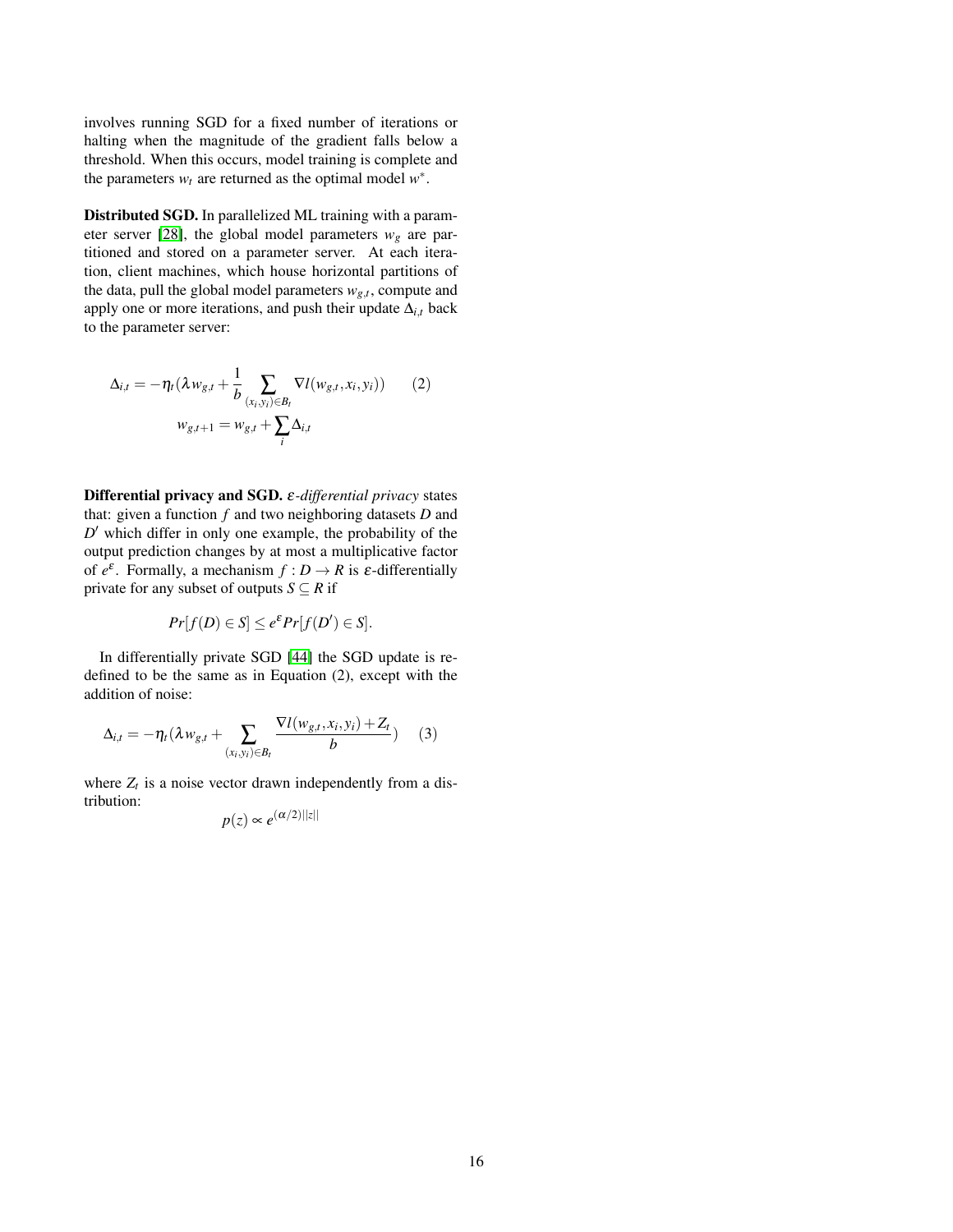involves running SGD for a fixed number of iterations or halting when the magnitude of the gradient falls below a threshold. When this occurs, model training is complete and the parameters $w_t$ are returned as the optimal model $w^*$.

**Distributed SGD.** In parallelized ML training with a parameter server [28], the global model parameters $w_g$ are partitioned and stored on a parameter server. At each iteration, client machines, which house horizontal partitions of the data, pull the global model parameters $w_{g,t}$, compute and apply one or more iterations, and push their update $\Delta_{i,t}$ back to the parameter server:

$$\Delta_{i,t} = -\eta_t(\lambda w_{g,t} + \frac{1}{b}\sum_{(x_i,y_i)\in B_t} \nabla l(w_{g,t}, x_i, y_i)) \qquad (2)$$

$$w_{g,t+1} = w_{g,t} + \sum_i \Delta_{i,t}$$

**Differential privacy and SGD.** *$\varepsilon$-differential privacy* states that: given a function $f$ and two neighboring datasets $D$ and $D'$ which differ in only one example, the probability of the output prediction changes by at most a multiplicative factor of $e^{\varepsilon}$. Formally, a mechanism $f : D \rightarrow R$ is $\varepsilon$-differentially private for any subset of outputs $S \subseteq R$ if

$$Pr[f(D) \in S] \leq e^{\varepsilon} Pr[f(D') \in S].$$

In differentially private SGD [44] the SGD update is redefined to be the same as in Equation (2), except with the addition of noise:

$$\Delta_{i,t} = -\eta_t(\lambda w_{g,t} + \sum_{(x_i,y_i)\in B_t} \frac{\nabla l(w_{g,t}, x_i, y_i) + Z_t}{b}) \qquad (3)$$

where $Z_t$ is a noise vector drawn independently from a distribution:

$$p(z) \propto e^{(\alpha/2)||z||}$$